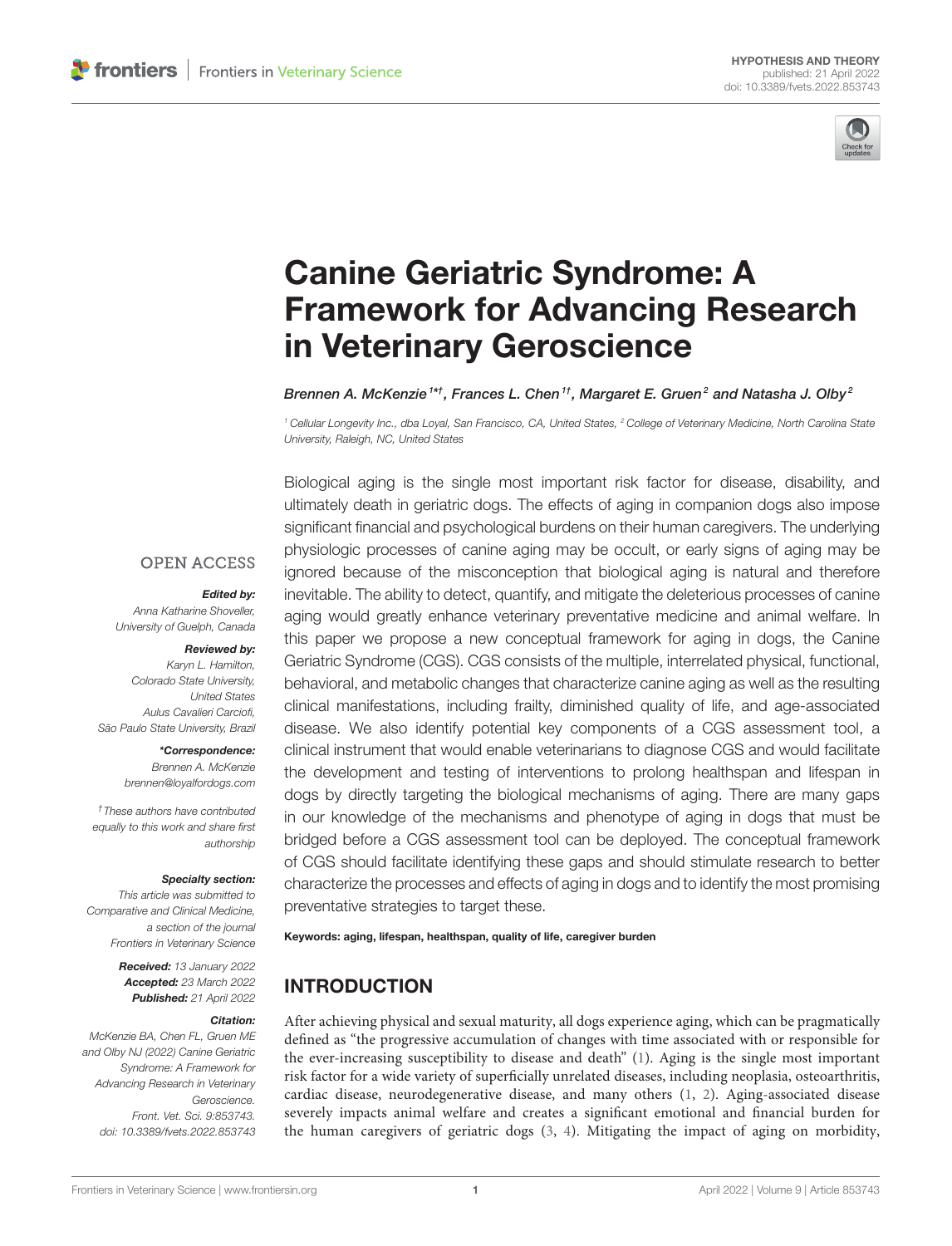HYPOTHESIS AND THEORY
published: 21 April 2022
doi: 10.3389/fvets.2022.853743

# Canine Geriatric Syndrome: A Framework for Advancing Research in Veterinary Geroscience

*Brennen A. McKenzie[1*†], Frances L. Chen[1†], Margaret E. Gruen[2] and Natasha J. Olby[2]*

[1] Cellular Longevity Inc., dba Loyal, San Francisco, CA, United States, [2] College of Veterinary Medicine, North Carolina State University, Raleigh, NC, United States

OPEN ACCESS

***Edited by:***
*Anna Katharine Shoveller, University of Guelph, Canada*

***Reviewed by:***
*Karyn L. Hamilton, Colorado State University, United States*
*Aulus Cavalieri Carciofi, São Paulo State University, Brazil*

***\*Correspondence:***
*Brennen A. McKenzie*
*brennen@loyalfordogs.com*

*† These authors have contributed equally to this work and share first authorship*

***Specialty section:***
*This article was submitted to Comparative and Clinical Medicine, a section of the journal Frontiers in Veterinary Science*

***Received:*** *13 January 2022*
***Accepted:*** *23 March 2022*
***Published:*** *21 April 2022*

***Citation:***
*McKenzie BA, Chen FL, Gruen ME and Olby NJ (2022) Canine Geriatric Syndrome: A Framework for Advancing Research in Veterinary Geroscience. Front. Vet. Sci. 9:853743. doi: 10.3389/fvets.2022.853743*

Biological aging is the single most important risk factor for disease, disability, and ultimately death in geriatric dogs. The effects of aging in companion dogs also impose significant financial and psychological burdens on their human caregivers. The underlying physiologic processes of canine aging may be occult, or early signs of aging may be ignored because of the misconception that biological aging is natural and therefore inevitable. The ability to detect, quantify, and mitigate the deleterious processes of canine aging would greatly enhance veterinary preventative medicine and animal welfare. In this paper we propose a new conceptual framework for aging in dogs, the Canine Geriatric Syndrome (CGS). CGS consists of the multiple, interrelated physical, functional, behavioral, and metabolic changes that characterize canine aging as well as the resulting clinical manifestations, including frailty, diminished quality of life, and age-associated disease. We also identify potential key components of a CGS assessment tool, a clinical instrument that would enable veterinarians to diagnose CGS and would facilitate the development and testing of interventions to prolong healthspan and lifespan in dogs by directly targeting the biological mechanisms of aging. There are many gaps in our knowledge of the mechanisms and phenotype of aging in dogs that must be bridged before a CGS assessment tool can be deployed. The conceptual framework of CGS should facilitate identifying these gaps and should stimulate research to better characterize the processes and effects of aging in dogs and to identify the most promising preventative strategies to target these.

**Keywords: aging, lifespan, healthspan, quality of life, caregiver burden**

## INTRODUCTION

After achieving physical and sexual maturity, all dogs experience aging, which can be pragmatically defined as "the progressive accumulation of changes with time associated with or responsible for the ever-increasing susceptibility to disease and death" (1). Aging is the single most important risk factor for a wide variety of superficially unrelated diseases, including neoplasia, osteoarthritis, cardiac disease, neurodegenerative disease, and many others (1, 2). Aging-associated disease severely impacts animal welfare and creates a significant emotional and financial burden for the human caregivers of geriatric dogs (3, 4). Mitigating the impact of aging on morbidity,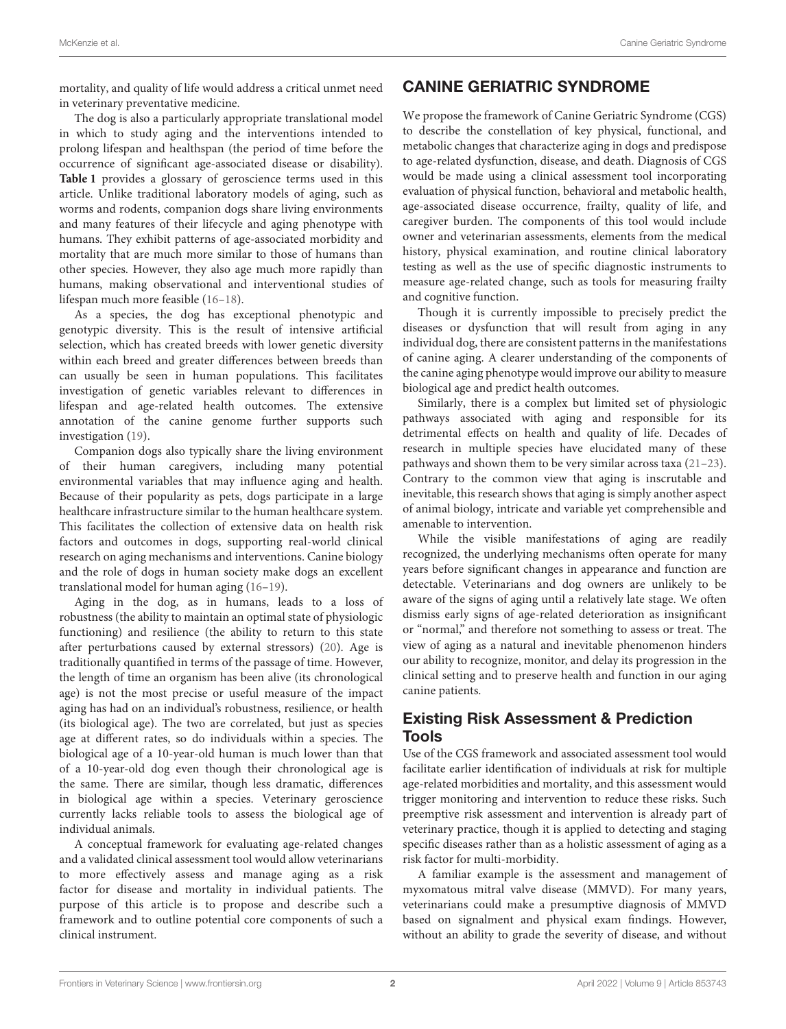mortality, and quality of life would address a critical unmet need in veterinary preventative medicine.

The dog is also a particularly appropriate translational model in which to study aging and the interventions intended to prolong lifespan and healthspan (the period of time before the occurrence of significant age-associated disease or disability). **Table 1** provides a glossary of geroscience terms used in this article. Unlike traditional laboratory models of aging, such as worms and rodents, companion dogs share living environments and many features of their lifecycle and aging phenotype with humans. They exhibit patterns of age-associated morbidity and mortality that are much more similar to those of humans than other species. However, they also age much more rapidly than humans, making observational and interventional studies of lifespan much more feasible (16–18).

As a species, the dog has exceptional phenotypic and genotypic diversity. This is the result of intensive artificial selection, which has created breeds with lower genetic diversity within each breed and greater differences between breeds than can usually be seen in human populations. This facilitates investigation of genetic variables relevant to differences in lifespan and age-related health outcomes. The extensive annotation of the canine genome further supports such investigation (19).

Companion dogs also typically share the living environment of their human caregivers, including many potential environmental variables that may influence aging and health. Because of their popularity as pets, dogs participate in a large healthcare infrastructure similar to the human healthcare system. This facilitates the collection of extensive data on health risk factors and outcomes in dogs, supporting real-world clinical research on aging mechanisms and interventions. Canine biology and the role of dogs in human society make dogs an excellent translational model for human aging (16–19).

Aging in the dog, as in humans, leads to a loss of robustness (the ability to maintain an optimal state of physiologic functioning) and resilience (the ability to return to this state after perturbations caused by external stressors) (20). Age is traditionally quantified in terms of the passage of time. However, the length of time an organism has been alive (its chronological age) is not the most precise or useful measure of the impact aging has had on an individual's robustness, resilience, or health (its biological age). The two are correlated, but just as species age at different rates, so do individuals within a species. The biological age of a 10-year-old human is much lower than that of a 10-year-old dog even though their chronological age is the same. There are similar, though less dramatic, differences in biological age within a species. Veterinary geroscience currently lacks reliable tools to assess the biological age of individual animals.

A conceptual framework for evaluating age-related changes and a validated clinical assessment tool would allow veterinarians to more effectively assess and manage aging as a risk factor for disease and mortality in individual patients. The purpose of this article is to propose and describe such a framework and to outline potential core components of such a clinical instrument.

## CANINE GERIATRIC SYNDROME

We propose the framework of Canine Geriatric Syndrome (CGS) to describe the constellation of key physical, functional, and metabolic changes that characterize aging in dogs and predispose to age-related dysfunction, disease, and death. Diagnosis of CGS would be made using a clinical assessment tool incorporating evaluation of physical function, behavioral and metabolic health, age-associated disease occurrence, frailty, quality of life, and caregiver burden. The components of this tool would include owner and veterinarian assessments, elements from the medical history, physical examination, and routine clinical laboratory testing as well as the use of specific diagnostic instruments to measure age-related change, such as tools for measuring frailty and cognitive function.

Though it is currently impossible to precisely predict the diseases or dysfunction that will result from aging in any individual dog, there are consistent patterns in the manifestations of canine aging. A clearer understanding of the components of the canine aging phenotype would improve our ability to measure biological age and predict health outcomes.

Similarly, there is a complex but limited set of physiologic pathways associated with aging and responsible for its detrimental effects on health and quality of life. Decades of research in multiple species have elucidated many of these pathways and shown them to be very similar across taxa (21–23). Contrary to the common view that aging is inscrutable and inevitable, this research shows that aging is simply another aspect of animal biology, intricate and variable yet comprehensible and amenable to intervention.

While the visible manifestations of aging are readily recognized, the underlying mechanisms often operate for many years before significant changes in appearance and function are detectable. Veterinarians and dog owners are unlikely to be aware of the signs of aging until a relatively late stage. We often dismiss early signs of age-related deterioration as insignificant or "normal," and therefore not something to assess or treat. The view of aging as a natural and inevitable phenomenon hinders our ability to recognize, monitor, and delay its progression in the clinical setting and to preserve health and function in our aging canine patients.

### Existing Risk Assessment & Prediction Tools

Use of the CGS framework and associated assessment tool would facilitate earlier identification of individuals at risk for multiple age-related morbidities and mortality, and this assessment would trigger monitoring and intervention to reduce these risks. Such preemptive risk assessment and intervention is already part of veterinary practice, though it is applied to detecting and staging specific diseases rather than as a holistic assessment of aging as a risk factor for multi-morbidity.

A familiar example is the assessment and management of myxomatous mitral valve disease (MMVD). For many years, veterinarians could make a presumptive diagnosis of MMVD based on signalment and physical exam findings. However, without an ability to grade the severity of disease, and without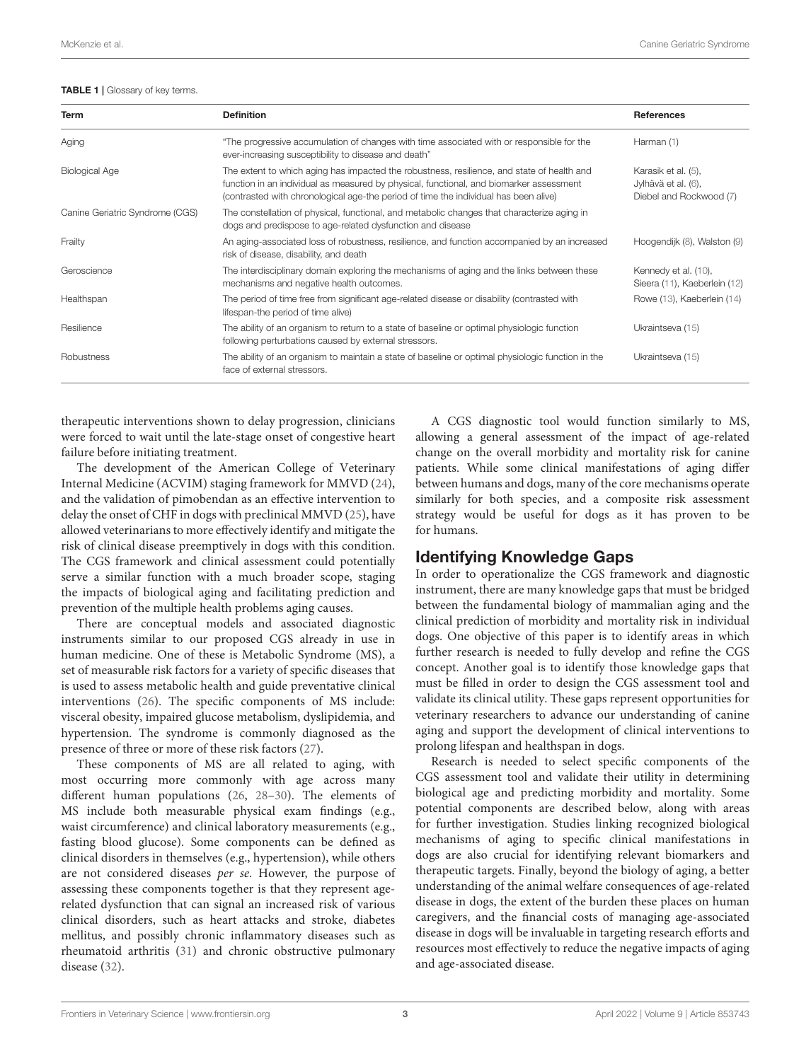**TABLE 1 |** Glossary of key terms.

| Term | Definition | References |
|---|---|---|
| Aging | "The progressive accumulation of changes with time associated with or responsible for the ever-increasing susceptibility to disease and death" | Harman (1) |
| Biological Age | The extent to which aging has impacted the robustness, resilience, and state of health and function in an individual as measured by physical, functional, and biomarker assessment (contrasted with chronological age-the period of time the individual has been alive) | Karasik et al. (5), Jylhävä et al. (6), Diebel and Rockwood (7) |
| Canine Geriatric Syndrome (CGS) | The constellation of physical, functional, and metabolic changes that characterize aging in dogs and predispose to age-related dysfunction and disease | |
| Frailty | An aging-associated loss of robustness, resilience, and function accompanied by an increased risk of disease, disability, and death | Hoogendijk (8), Walston (9) |
| Geroscience | The interdisciplinary domain exploring the mechanisms of aging and the links between these mechanisms and negative health outcomes. | Kennedy et al. (10), Sieera (11), Kaeberlein (12) |
| Healthspan | The period of time free from significant age-related disease or disability (contrasted with lifespan-the period of time alive) | Rowe (13), Kaeberlein (14) |
| Resilience | The ability of an organism to return to a state of baseline or optimal physiologic function following perturbations caused by external stressors. | Ukraintseva (15) |
| Robustness | The ability of an organism to maintain a state of baseline or optimal physiologic function in the face of external stressors. | Ukraintseva (15) |

therapeutic interventions shown to delay progression, clinicians were forced to wait until the late-stage onset of congestive heart failure before initiating treatment.

The development of the American College of Veterinary Internal Medicine (ACVIM) staging framework for MMVD (24), and the validation of pimobendan as an effective intervention to delay the onset of CHF in dogs with preclinical MMVD (25), have allowed veterinarians to more effectively identify and mitigate the risk of clinical disease preemptively in dogs with this condition. The CGS framework and clinical assessment could potentially serve a similar function with a much broader scope, staging the impacts of biological aging and facilitating prediction and prevention of the multiple health problems aging causes.

There are conceptual models and associated diagnostic instruments similar to our proposed CGS already in use in human medicine. One of these is Metabolic Syndrome (MS), a set of measurable risk factors for a variety of specific diseases that is used to assess metabolic health and guide preventative clinical interventions (26). The specific components of MS include: visceral obesity, impaired glucose metabolism, dyslipidemia, and hypertension. The syndrome is commonly diagnosed as the presence of three or more of these risk factors (27).

These components of MS are all related to aging, with most occurring more commonly with age across many different human populations (26, 28–30). The elements of MS include both measurable physical exam findings (e.g., waist circumference) and clinical laboratory measurements (e.g., fasting blood glucose). Some components can be defined as clinical disorders in themselves (e.g., hypertension), while others are not considered diseases *per se*. However, the purpose of assessing these components together is that they represent age-related dysfunction that can signal an increased risk of various clinical disorders, such as heart attacks and stroke, diabetes mellitus, and possibly chronic inflammatory diseases such as rheumatoid arthritis (31) and chronic obstructive pulmonary disease (32).

A CGS diagnostic tool would function similarly to MS, allowing a general assessment of the impact of age-related change on the overall morbidity and mortality risk for canine patients. While some clinical manifestations of aging differ between humans and dogs, many of the core mechanisms operate similarly for both species, and a composite risk assessment strategy would be useful for dogs as it has proven to be for humans.

## Identifying Knowledge Gaps

In order to operationalize the CGS framework and diagnostic instrument, there are many knowledge gaps that must be bridged between the fundamental biology of mammalian aging and the clinical prediction of morbidity and mortality risk in individual dogs. One objective of this paper is to identify areas in which further research is needed to fully develop and refine the CGS concept. Another goal is to identify those knowledge gaps that must be filled in order to design the CGS assessment tool and validate its clinical utility. These gaps represent opportunities for veterinary researchers to advance our understanding of canine aging and support the development of clinical interventions to prolong lifespan and healthspan in dogs.

Research is needed to select specific components of the CGS assessment tool and validate their utility in determining biological age and predicting morbidity and mortality. Some potential components are described below, along with areas for further investigation. Studies linking recognized biological mechanisms of aging to specific clinical manifestations in dogs are also crucial for identifying relevant biomarkers and therapeutic targets. Finally, beyond the biology of aging, a better understanding of the animal welfare consequences of age-related disease in dogs, the extent of the burden these places on human caregivers, and the financial costs of managing age-associated disease in dogs will be invaluable in targeting research efforts and resources most effectively to reduce the negative impacts of aging and age-associated disease.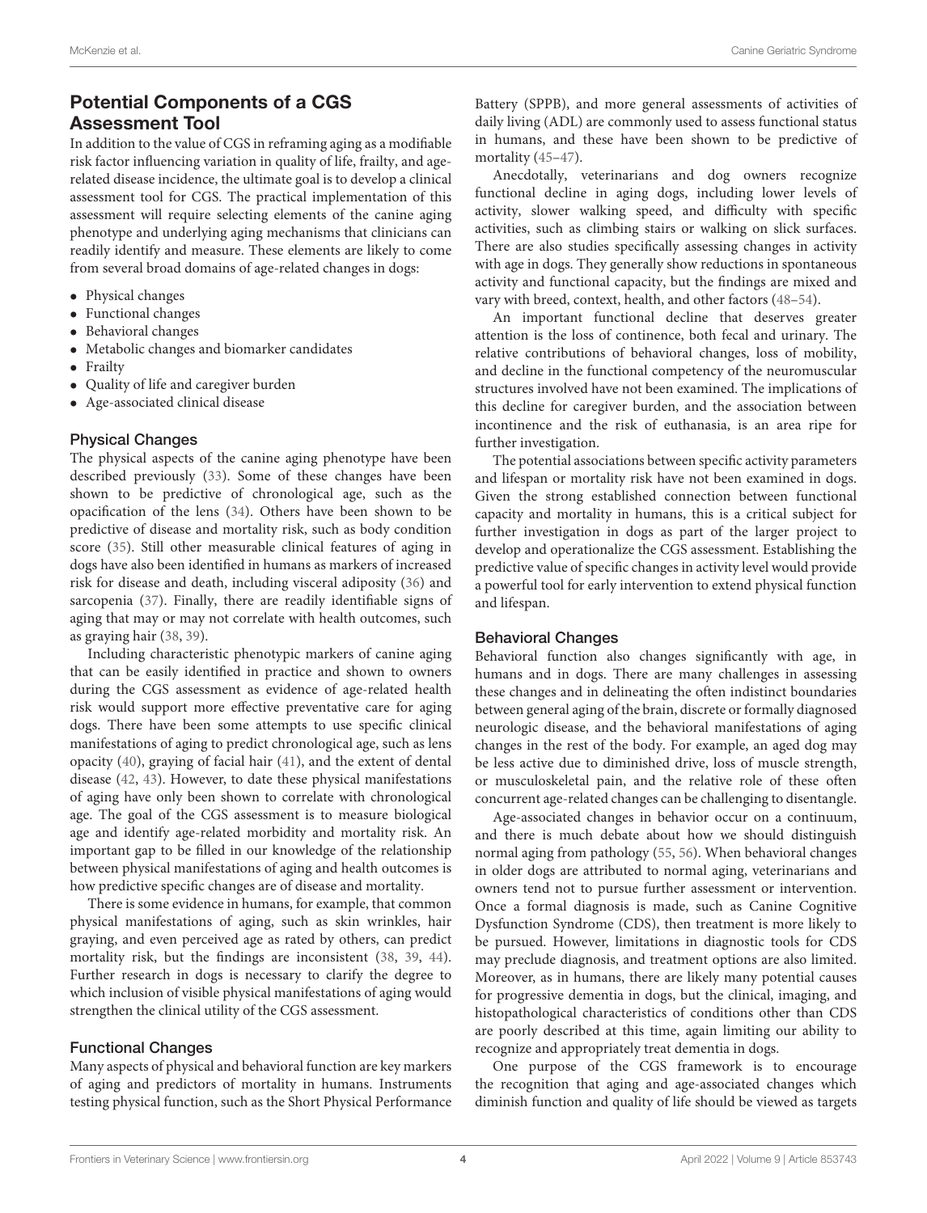## Potential Components of a CGS Assessment Tool

In addition to the value of CGS in reframing aging as a modifiable risk factor influencing variation in quality of life, frailty, and age-related disease incidence, the ultimate goal is to develop a clinical assessment tool for CGS. The practical implementation of this assessment will require selecting elements of the canine aging phenotype and underlying aging mechanisms that clinicians can readily identify and measure. These elements are likely to come from several broad domains of age-related changes in dogs:

- Physical changes
- Functional changes
- Behavioral changes
- Metabolic changes and biomarker candidates
- Frailty
- Quality of life and caregiver burden
- Age-associated clinical disease

### Physical Changes

The physical aspects of the canine aging phenotype have been described previously (33). Some of these changes have been shown to be predictive of chronological age, such as the opacification of the lens (34). Others have been shown to be predictive of disease and mortality risk, such as body condition score (35). Still other measurable clinical features of aging in dogs have also been identified in humans as markers of increased risk for disease and death, including visceral adiposity (36) and sarcopenia (37). Finally, there are readily identifiable signs of aging that may or may not correlate with health outcomes, such as graying hair (38, 39).

Including characteristic phenotypic markers of canine aging that can be easily identified in practice and shown to owners during the CGS assessment as evidence of age-related health risk would support more effective preventative care for aging dogs. There have been some attempts to use specific clinical manifestations of aging to predict chronological age, such as lens opacity (40), graying of facial hair (41), and the extent of dental disease (42, 43). However, to date these physical manifestations of aging have only been shown to correlate with chronological age. The goal of the CGS assessment is to measure biological age and identify age-related morbidity and mortality risk. An important gap to be filled in our knowledge of the relationship between physical manifestations of aging and health outcomes is how predictive specific changes are of disease and mortality.

There is some evidence in humans, for example, that common physical manifestations of aging, such as skin wrinkles, hair graying, and even perceived age as rated by others, can predict mortality risk, but the findings are inconsistent (38, 39, 44). Further research in dogs is necessary to clarify the degree to which inclusion of visible physical manifestations of aging would strengthen the clinical utility of the CGS assessment.

### Functional Changes

Many aspects of physical and behavioral function are key markers of aging and predictors of mortality in humans. Instruments testing physical function, such as the Short Physical Performance Battery (SPPB), and more general assessments of activities of daily living (ADL) are commonly used to assess functional status in humans, and these have been shown to be predictive of mortality (45–47).

Anecdotally, veterinarians and dog owners recognize functional decline in aging dogs, including lower levels of activity, slower walking speed, and difficulty with specific activities, such as climbing stairs or walking on slick surfaces. There are also studies specifically assessing changes in activity with age in dogs. They generally show reductions in spontaneous activity and functional capacity, but the findings are mixed and vary with breed, context, health, and other factors (48–54).

An important functional decline that deserves greater attention is the loss of continence, both fecal and urinary. The relative contributions of behavioral changes, loss of mobility, and decline in the functional competency of the neuromuscular structures involved have not been examined. The implications of this decline for caregiver burden, and the association between incontinence and the risk of euthanasia, is an area ripe for further investigation.

The potential associations between specific activity parameters and lifespan or mortality risk have not been examined in dogs. Given the strong established connection between functional capacity and mortality in humans, this is a critical subject for further investigation in dogs as part of the larger project to develop and operationalize the CGS assessment. Establishing the predictive value of specific changes in activity level would provide a powerful tool for early intervention to extend physical function and lifespan.

### Behavioral Changes

Behavioral function also changes significantly with age, in humans and in dogs. There are many challenges in assessing these changes and in delineating the often indistinct boundaries between general aging of the brain, discrete or formally diagnosed neurologic disease, and the behavioral manifestations of aging changes in the rest of the body. For example, an aged dog may be less active due to diminished drive, loss of muscle strength, or musculoskeletal pain, and the relative role of these often concurrent age-related changes can be challenging to disentangle.

Age-associated changes in behavior occur on a continuum, and there is much debate about how we should distinguish normal aging from pathology (55, 56). When behavioral changes in older dogs are attributed to normal aging, veterinarians and owners tend not to pursue further assessment or intervention. Once a formal diagnosis is made, such as Canine Cognitive Dysfunction Syndrome (CDS), then treatment is more likely to be pursued. However, limitations in diagnostic tools for CDS may preclude diagnosis, and treatment options are also limited. Moreover, as in humans, there are likely many potential causes for progressive dementia in dogs, but the clinical, imaging, and histopathological characteristics of conditions other than CDS are poorly described at this time, again limiting our ability to recognize and appropriately treat dementia in dogs.

One purpose of the CGS framework is to encourage the recognition that aging and age-associated changes which diminish function and quality of life should be viewed as targets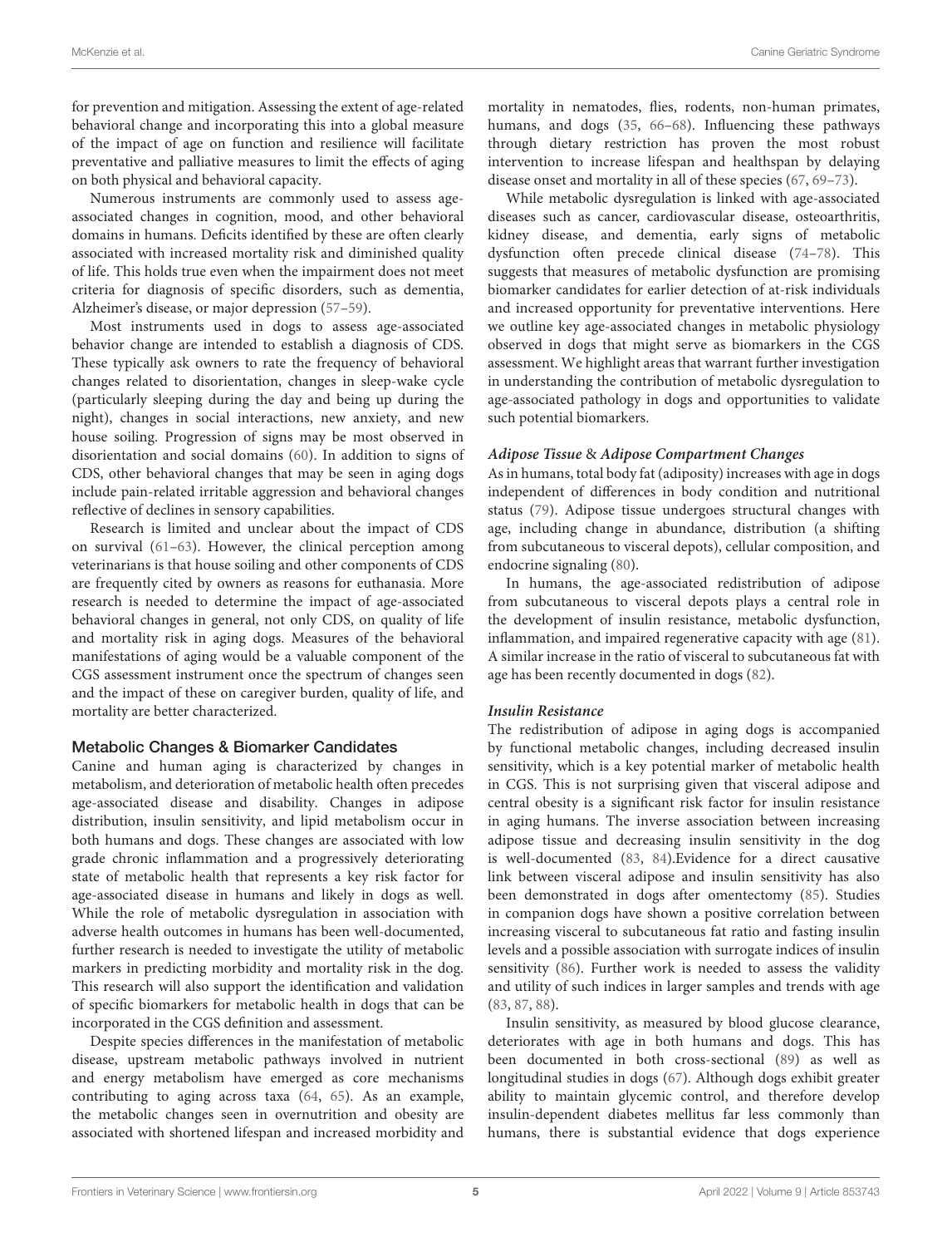for prevention and mitigation. Assessing the extent of age-related behavioral change and incorporating this into a global measure of the impact of age on function and resilience will facilitate preventative and palliative measures to limit the effects of aging on both physical and behavioral capacity.

Numerous instruments are commonly used to assess age-associated changes in cognition, mood, and other behavioral domains in humans. Deficits identified by these are often clearly associated with increased mortality risk and diminished quality of life. This holds true even when the impairment does not meet criteria for diagnosis of specific disorders, such as dementia, Alzheimer's disease, or major depression (57–59).

Most instruments used in dogs to assess age-associated behavior change are intended to establish a diagnosis of CDS. These typically ask owners to rate the frequency of behavioral changes related to disorientation, changes in sleep-wake cycle (particularly sleeping during the day and being up during the night), changes in social interactions, new anxiety, and new house soiling. Progression of signs may be most observed in disorientation and social domains (60). In addition to signs of CDS, other behavioral changes that may be seen in aging dogs include pain-related irritable aggression and behavioral changes reflective of declines in sensory capabilities.

Research is limited and unclear about the impact of CDS on survival (61–63). However, the clinical perception among veterinarians is that house soiling and other components of CDS are frequently cited by owners as reasons for euthanasia. More research is needed to determine the impact of age-associated behavioral changes in general, not only CDS, on quality of life and mortality risk in aging dogs. Measures of the behavioral manifestations of aging would be a valuable component of the CGS assessment instrument once the spectrum of changes seen and the impact of these on caregiver burden, quality of life, and mortality are better characterized.

### Metabolic Changes & Biomarker Candidates

Canine and human aging is characterized by changes in metabolism, and deterioration of metabolic health often precedes age-associated disease and disability. Changes in adipose distribution, insulin sensitivity, and lipid metabolism occur in both humans and dogs. These changes are associated with low grade chronic inflammation and a progressively deteriorating state of metabolic health that represents a key risk factor for age-associated disease in humans and likely in dogs as well. While the role of metabolic dysregulation in association with adverse health outcomes in humans has been well-documented, further research is needed to investigate the utility of metabolic markers in predicting morbidity and mortality risk in the dog. This research will also support the identification and validation of specific biomarkers for metabolic health in dogs that can be incorporated in the CGS definition and assessment.

Despite species differences in the manifestation of metabolic disease, upstream metabolic pathways involved in nutrient and energy metabolism have emerged as core mechanisms contributing to aging across taxa (64, 65). As an example, the metabolic changes seen in overnutrition and obesity are associated with shortened lifespan and increased morbidity and mortality in nematodes, flies, rodents, non-human primates, humans, and dogs (35, 66–68). Influencing these pathways through dietary restriction has proven the most robust intervention to increase lifespan and healthspan by delaying disease onset and mortality in all of these species (67, 69–73).

While metabolic dysregulation is linked with age-associated diseases such as cancer, cardiovascular disease, osteoarthritis, kidney disease, and dementia, early signs of metabolic dysfunction often precede clinical disease (74–78). This suggests that measures of metabolic dysfunction are promising biomarker candidates for earlier detection of at-risk individuals and increased opportunity for preventative interventions. Here we outline key age-associated changes in metabolic physiology observed in dogs that might serve as biomarkers in the CGS assessment. We highlight areas that warrant further investigation in understanding the contribution of metabolic dysregulation to age-associated pathology in dogs and opportunities to validate such potential biomarkers.

#### *Adipose Tissue & Adipose Compartment Changes*

As in humans, total body fat (adiposity) increases with age in dogs independent of differences in body condition and nutritional status (79). Adipose tissue undergoes structural changes with age, including change in abundance, distribution (a shifting from subcutaneous to visceral depots), cellular composition, and endocrine signaling (80).

In humans, the age-associated redistribution of adipose from subcutaneous to visceral depots plays a central role in the development of insulin resistance, metabolic dysfunction, inflammation, and impaired regenerative capacity with age (81). A similar increase in the ratio of visceral to subcutaneous fat with age has been recently documented in dogs (82).

#### *Insulin Resistance*

The redistribution of adipose in aging dogs is accompanied by functional metabolic changes, including decreased insulin sensitivity, which is a key potential marker of metabolic health in CGS. This is not surprising given that visceral adipose and central obesity is a significant risk factor for insulin resistance in aging humans. The inverse association between increasing adipose tissue and decreasing insulin sensitivity in the dog is well-documented (83, 84).Evidence for a direct causative link between visceral adipose and insulin sensitivity has also been demonstrated in dogs after omentectomy (85). Studies in companion dogs have shown a positive correlation between increasing visceral to subcutaneous fat ratio and fasting insulin levels and a possible association with surrogate indices of insulin sensitivity (86). Further work is needed to assess the validity and utility of such indices in larger samples and trends with age (83, 87, 88).

Insulin sensitivity, as measured by blood glucose clearance, deteriorates with age in both humans and dogs. This has been documented in both cross-sectional (89) as well as longitudinal studies in dogs (67). Although dogs exhibit greater ability to maintain glycemic control, and therefore develop insulin-dependent diabetes mellitus far less commonly than humans, there is substantial evidence that dogs experience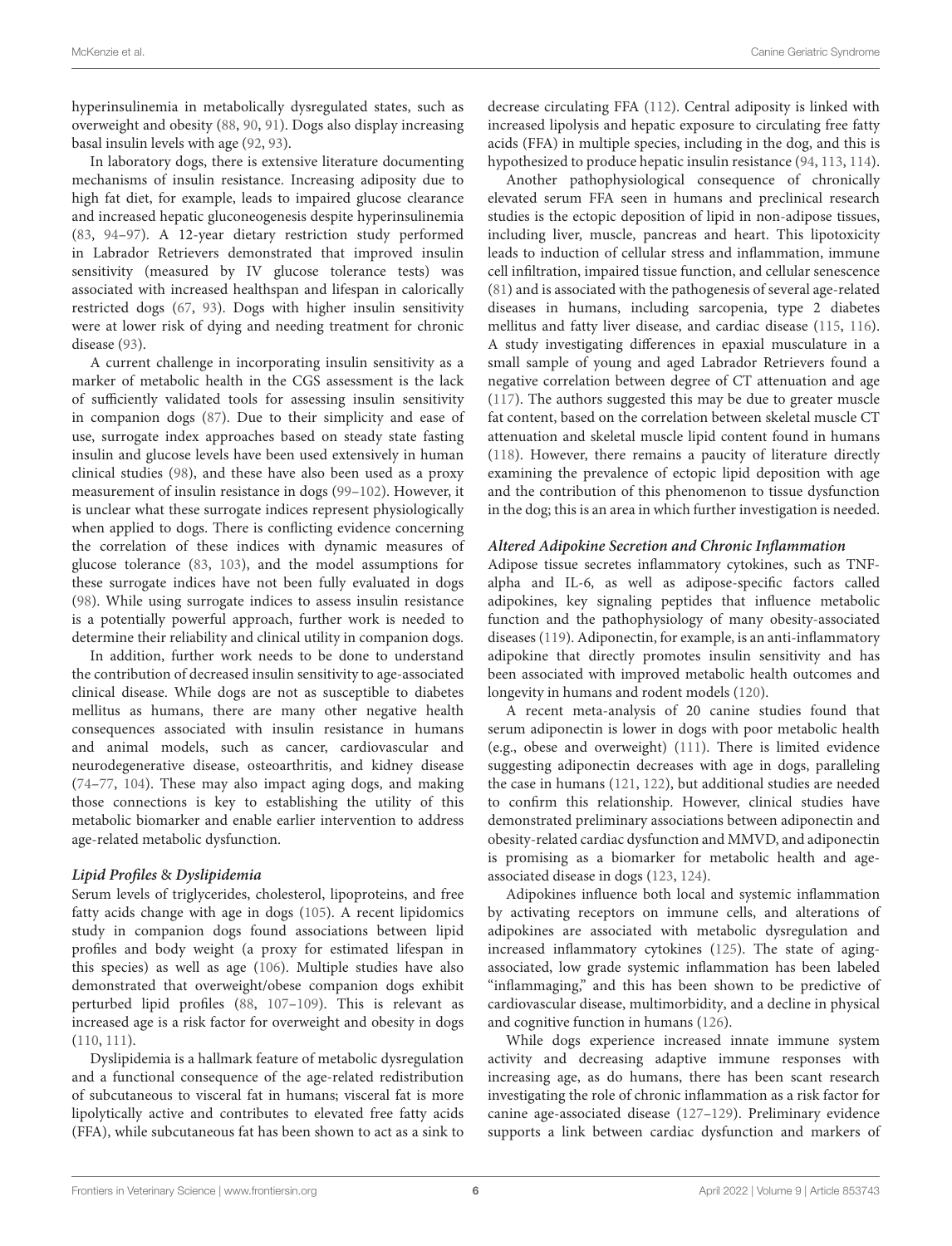hyperinsulinemia in metabolically dysregulated states, such as overweight and obesity (88, 90, 91). Dogs also display increasing basal insulin levels with age (92, 93).

In laboratory dogs, there is extensive literature documenting mechanisms of insulin resistance. Increasing adiposity due to high fat diet, for example, leads to impaired glucose clearance and increased hepatic gluconeogenesis despite hyperinsulinemia (83, 94–97). A 12-year dietary restriction study performed in Labrador Retrievers demonstrated that improved insulin sensitivity (measured by IV glucose tolerance tests) was associated with increased healthspan and lifespan in calorically restricted dogs (67, 93). Dogs with higher insulin sensitivity were at lower risk of dying and needing treatment for chronic disease (93).

A current challenge in incorporating insulin sensitivity as a marker of metabolic health in the CGS assessment is the lack of sufficiently validated tools for assessing insulin sensitivity in companion dogs (87). Due to their simplicity and ease of use, surrogate index approaches based on steady state fasting insulin and glucose levels have been used extensively in human clinical studies (98), and these have also been used as a proxy measurement of insulin resistance in dogs (99–102). However, it is unclear what these surrogate indices represent physiologically when applied to dogs. There is conflicting evidence concerning the correlation of these indices with dynamic measures of glucose tolerance (83, 103), and the model assumptions for these surrogate indices have not been fully evaluated in dogs (98). While using surrogate indices to assess insulin resistance is a potentially powerful approach, further work is needed to determine their reliability and clinical utility in companion dogs.

In addition, further work needs to be done to understand the contribution of decreased insulin sensitivity to age-associated clinical disease. While dogs are not as susceptible to diabetes mellitus as humans, there are many other negative health consequences associated with insulin resistance in humans and animal models, such as cancer, cardiovascular and neurodegenerative disease, osteoarthritis, and kidney disease (74–77, 104). These may also impact aging dogs, and making those connections is key to establishing the utility of this metabolic biomarker and enable earlier intervention to address age-related metabolic dysfunction.

#### *Lipid Profiles & Dyslipidemia*

Serum levels of triglycerides, cholesterol, lipoproteins, and free fatty acids change with age in dogs (105). A recent lipidomics study in companion dogs found associations between lipid profiles and body weight (a proxy for estimated lifespan in this species) as well as age (106). Multiple studies have also demonstrated that overweight/obese companion dogs exhibit perturbed lipid profiles (88, 107–109). This is relevant as increased age is a risk factor for overweight and obesity in dogs (110, 111).

Dyslipidemia is a hallmark feature of metabolic dysregulation and a functional consequence of the age-related redistribution of subcutaneous to visceral fat in humans; visceral fat is more lipolytically active and contributes to elevated free fatty acids (FFA), while subcutaneous fat has been shown to act as a sink to decrease circulating FFA (112). Central adiposity is linked with increased lipolysis and hepatic exposure to circulating free fatty acids (FFA) in multiple species, including in the dog, and this is hypothesized to produce hepatic insulin resistance (94, 113, 114).

Another pathophysiological consequence of chronically elevated serum FFA seen in humans and preclinical research studies is the ectopic deposition of lipid in non-adipose tissues, including liver, muscle, pancreas and heart. This lipotoxicity leads to induction of cellular stress and inflammation, immune cell infiltration, impaired tissue function, and cellular senescence (81) and is associated with the pathogenesis of several age-related diseases in humans, including sarcopenia, type 2 diabetes mellitus and fatty liver disease, and cardiac disease (115, 116). A study investigating differences in epaxial musculature in a small sample of young and aged Labrador Retrievers found a negative correlation between degree of CT attenuation and age (117). The authors suggested this may be due to greater muscle fat content, based on the correlation between skeletal muscle CT attenuation and skeletal muscle lipid content found in humans (118). However, there remains a paucity of literature directly examining the prevalence of ectopic lipid deposition with age and the contribution of this phenomenon to tissue dysfunction in the dog; this is an area in which further investigation is needed.

#### *Altered Adipokine Secretion and Chronic Inflammation*

Adipose tissue secretes inflammatory cytokines, such as TNF-alpha and IL-6, as well as adipose-specific factors called adipokines, key signaling peptides that influence metabolic function and the pathophysiology of many obesity-associated diseases (119). Adiponectin, for example, is an anti-inflammatory adipokine that directly promotes insulin sensitivity and has been associated with improved metabolic health outcomes and longevity in humans and rodent models (120).

A recent meta-analysis of 20 canine studies found that serum adiponectin is lower in dogs with poor metabolic health (e.g., obese and overweight) (111). There is limited evidence suggesting adiponectin decreases with age in dogs, paralleling the case in humans (121, 122), but additional studies are needed to confirm this relationship. However, clinical studies have demonstrated preliminary associations between adiponectin and obesity-related cardiac dysfunction and MMVD, and adiponectin is promising as a biomarker for metabolic health and age-associated disease in dogs (123, 124).

Adipokines influence both local and systemic inflammation by activating receptors on immune cells, and alterations of adipokines are associated with metabolic dysregulation and increased inflammatory cytokines (125). The state of aging-associated, low grade systemic inflammation has been labeled "inflammaging," and this has been shown to be predictive of cardiovascular disease, multimorbidity, and a decline in physical and cognitive function in humans (126).

While dogs experience increased innate immune system activity and decreasing adaptive immune responses with increasing age, as do humans, there has been scant research investigating the role of chronic inflammation as a risk factor for canine age-associated disease (127–129). Preliminary evidence supports a link between cardiac dysfunction and markers of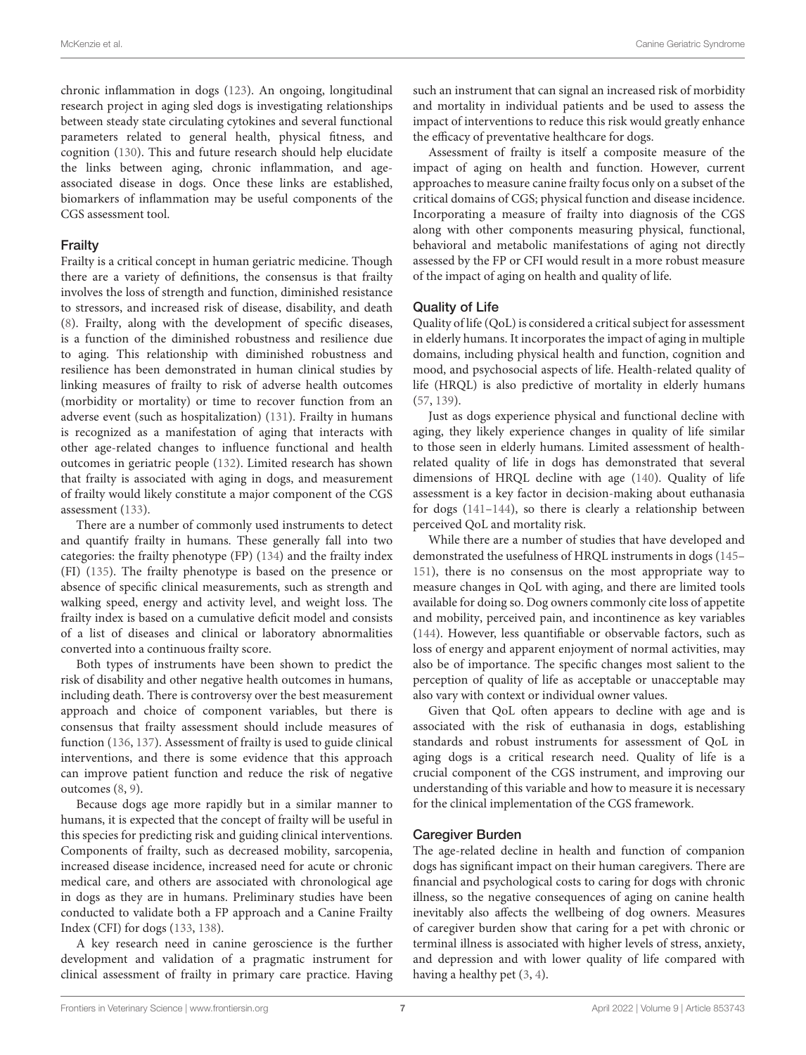chronic inflammation in dogs (123). An ongoing, longitudinal research project in aging sled dogs is investigating relationships between steady state circulating cytokines and several functional parameters related to general health, physical fitness, and cognition (130). This and future research should help elucidate the links between aging, chronic inflammation, and age-associated disease in dogs. Once these links are established, biomarkers of inflammation may be useful components of the CGS assessment tool.

### Frailty

Frailty is a critical concept in human geriatric medicine. Though there are a variety of definitions, the consensus is that frailty involves the loss of strength and function, diminished resistance to stressors, and increased risk of disease, disability, and death (8). Frailty, along with the development of specific diseases, is a function of the diminished robustness and resilience due to aging. This relationship with diminished robustness and resilience has been demonstrated in human clinical studies by linking measures of frailty to risk of adverse health outcomes (morbidity or mortality) or time to recover function from an adverse event (such as hospitalization) (131). Frailty in humans is recognized as a manifestation of aging that interacts with other age-related changes to influence functional and health outcomes in geriatric people (132). Limited research has shown that frailty is associated with aging in dogs, and measurement of frailty would likely constitute a major component of the CGS assessment (133).

There are a number of commonly used instruments to detect and quantify frailty in humans. These generally fall into two categories: the frailty phenotype (FP) (134) and the frailty index (FI) (135). The frailty phenotype is based on the presence or absence of specific clinical measurements, such as strength and walking speed, energy and activity level, and weight loss. The frailty index is based on a cumulative deficit model and consists of a list of diseases and clinical or laboratory abnormalities converted into a continuous frailty score.

Both types of instruments have been shown to predict the risk of disability and other negative health outcomes in humans, including death. There is controversy over the best measurement approach and choice of component variables, but there is consensus that frailty assessment should include measures of function (136, 137). Assessment of frailty is used to guide clinical interventions, and there is some evidence that this approach can improve patient function and reduce the risk of negative outcomes (8, 9).

Because dogs age more rapidly but in a similar manner to humans, it is expected that the concept of frailty will be useful in this species for predicting risk and guiding clinical interventions. Components of frailty, such as decreased mobility, sarcopenia, increased disease incidence, increased need for acute or chronic medical care, and others are associated with chronological age in dogs as they are in humans. Preliminary studies have been conducted to validate both a FP approach and a Canine Frailty Index (CFI) for dogs (133, 138).

A key research need in canine geroscience is the further development and validation of a pragmatic instrument for clinical assessment of frailty in primary care practice. Having such an instrument that can signal an increased risk of morbidity and mortality in individual patients and be used to assess the impact of interventions to reduce this risk would greatly enhance the efficacy of preventative healthcare for dogs.

Assessment of frailty is itself a composite measure of the impact of aging on health and function. However, current approaches to measure canine frailty focus only on a subset of the critical domains of CGS; physical function and disease incidence. Incorporating a measure of frailty into diagnosis of the CGS along with other components measuring physical, functional, behavioral and metabolic manifestations of aging not directly assessed by the FP or CFI would result in a more robust measure of the impact of aging on health and quality of life.

### Quality of Life

Quality of life (QoL) is considered a critical subject for assessment in elderly humans. It incorporates the impact of aging in multiple domains, including physical health and function, cognition and mood, and psychosocial aspects of life. Health-related quality of life (HRQL) is also predictive of mortality in elderly humans (57, 139).

Just as dogs experience physical and functional decline with aging, they likely experience changes in quality of life similar to those seen in elderly humans. Limited assessment of health-related quality of life in dogs has demonstrated that several dimensions of HRQL decline with age (140). Quality of life assessment is a key factor in decision-making about euthanasia for dogs (141–144), so there is clearly a relationship between perceived QoL and mortality risk.

While there are a number of studies that have developed and demonstrated the usefulness of HRQL instruments in dogs (145–151), there is no consensus on the most appropriate way to measure changes in QoL with aging, and there are limited tools available for doing so. Dog owners commonly cite loss of appetite and mobility, perceived pain, and incontinence as key variables (144). However, less quantifiable or observable factors, such as loss of energy and apparent enjoyment of normal activities, may also be of importance. The specific changes most salient to the perception of quality of life as acceptable or unacceptable may also vary with context or individual owner values.

Given that QoL often appears to decline with age and is associated with the risk of euthanasia in dogs, establishing standards and robust instruments for assessment of QoL in aging dogs is a critical research need. Quality of life is a crucial component of the CGS instrument, and improving our understanding of this variable and how to measure it is necessary for the clinical implementation of the CGS framework.

### Caregiver Burden

The age-related decline in health and function of companion dogs has significant impact on their human caregivers. There are financial and psychological costs to caring for dogs with chronic illness, so the negative consequences of aging on canine health inevitably also affects the wellbeing of dog owners. Measures of caregiver burden show that caring for a pet with chronic or terminal illness is associated with higher levels of stress, anxiety, and depression and with lower quality of life compared with having a healthy pet (3, 4).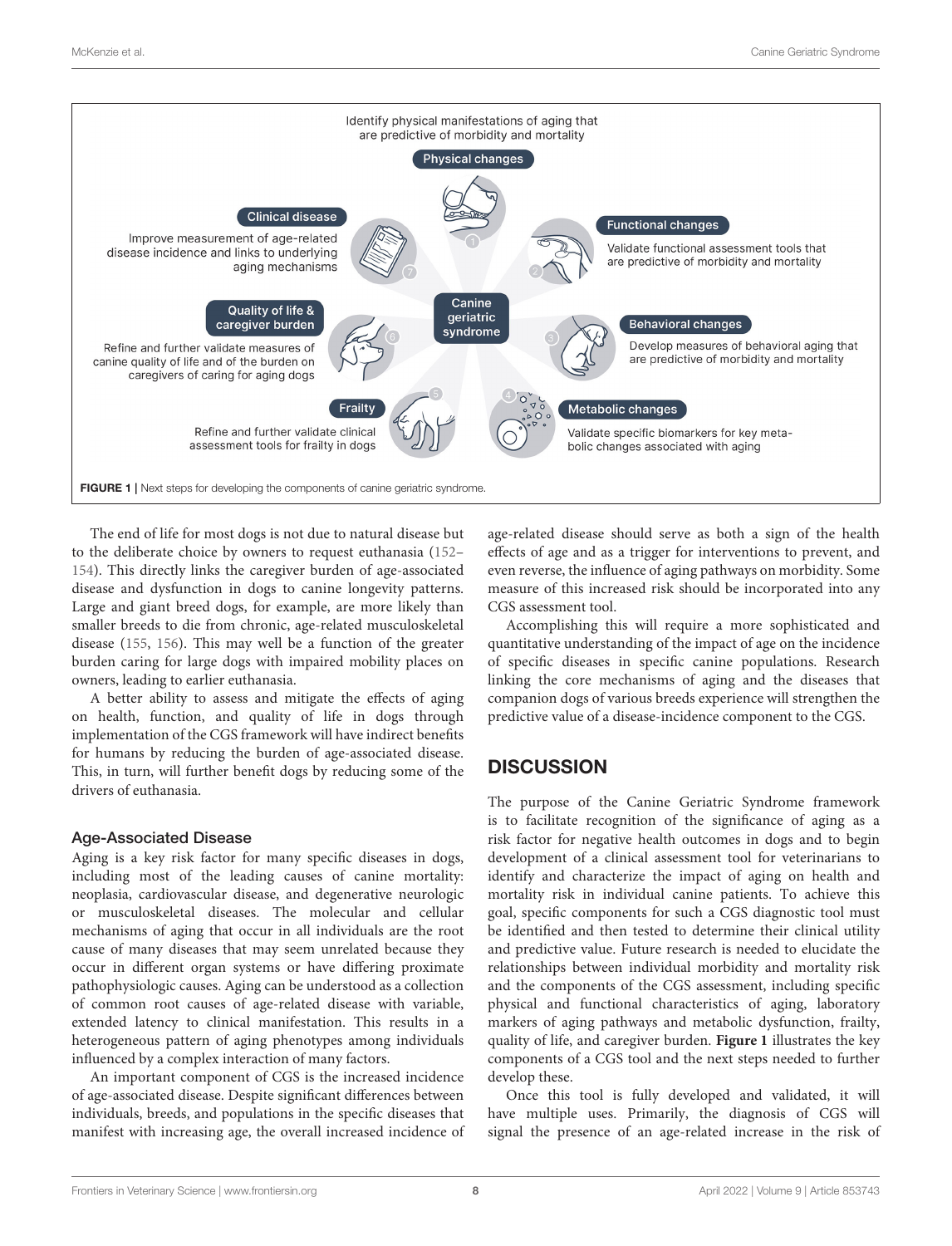FIGURE 1 | Next steps for developing the components of canine geriatric syndrome.

The end of life for most dogs is not due to natural disease but to the deliberate choice by owners to request euthanasia (152–154). This directly links the caregiver burden of age-associated disease and dysfunction in dogs to canine longevity patterns. Large and giant breed dogs, for example, are more likely than smaller breeds to die from chronic, age-related musculoskeletal disease (155, 156). This may well be a function of the greater burden caring for large dogs with impaired mobility places on owners, leading to earlier euthanasia.

A better ability to assess and mitigate the effects of aging on health, function, and quality of life in dogs through implementation of the CGS framework will have indirect benefits for humans by reducing the burden of age-associated disease. This, in turn, will further benefit dogs by reducing some of the drivers of euthanasia.

### Age-Associated Disease

Aging is a key risk factor for many specific diseases in dogs, including most of the leading causes of canine mortality: neoplasia, cardiovascular disease, and degenerative neurologic or musculoskeletal diseases. The molecular and cellular mechanisms of aging that occur in all individuals are the root cause of many diseases that may seem unrelated because they occur in different organ systems or have differing proximate pathophysiologic causes. Aging can be understood as a collection of common root causes of age-related disease with variable, extended latency to clinical manifestation. This results in a heterogeneous pattern of aging phenotypes among individuals influenced by a complex interaction of many factors.

An important component of CGS is the increased incidence of age-associated disease. Despite significant differences between individuals, breeds, and populations in the specific diseases that manifest with increasing age, the overall increased incidence of age-related disease should serve as both a sign of the health effects of age and as a trigger for interventions to prevent, and even reverse, the influence of aging pathways on morbidity. Some measure of this increased risk should be incorporated into any CGS assessment tool.

Accomplishing this will require a more sophisticated and quantitative understanding of the impact of age on the incidence of specific diseases in specific canine populations. Research linking the core mechanisms of aging and the diseases that companion dogs of various breeds experience will strengthen the predictive value of a disease-incidence component to the CGS.

## DISCUSSION

The purpose of the Canine Geriatric Syndrome framework is to facilitate recognition of the significance of aging as a risk factor for negative health outcomes in dogs and to begin development of a clinical assessment tool for veterinarians to identify and characterize the impact of aging on health and mortality risk in individual canine patients. To achieve this goal, specific components for such a CGS diagnostic tool must be identified and then tested to determine their clinical utility and predictive value. Future research is needed to elucidate the relationships between individual morbidity and mortality risk and the components of the CGS assessment, including specific physical and functional characteristics of aging, laboratory markers of aging pathways and metabolic dysfunction, frailty, quality of life, and caregiver burden. **Figure 1** illustrates the key components of a CGS tool and the next steps needed to further develop these.

Once this tool is fully developed and validated, it will have multiple uses. Primarily, the diagnosis of CGS will signal the presence of an age-related increase in the risk of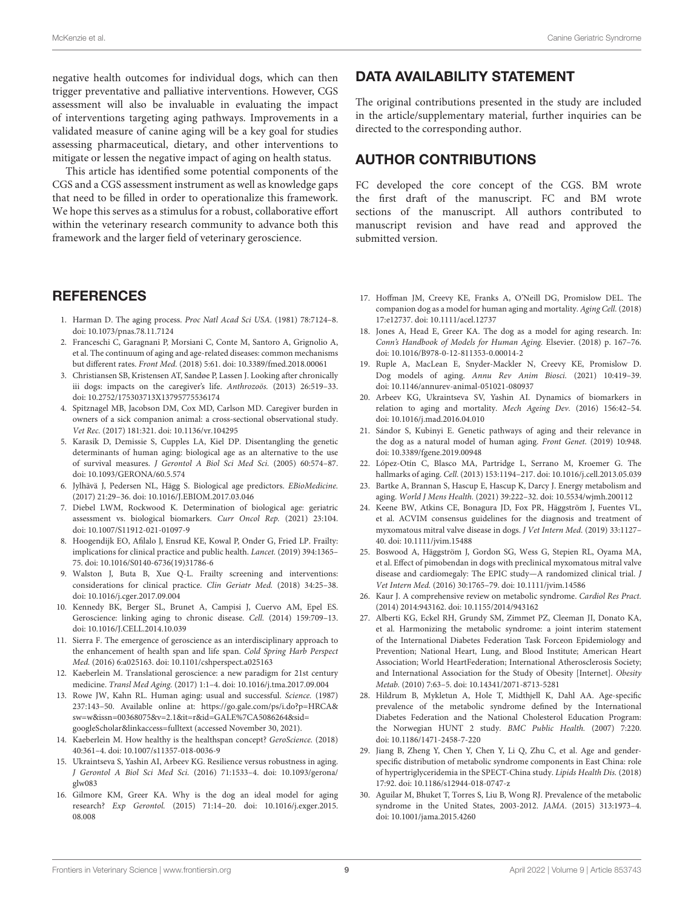negative health outcomes for individual dogs, which can then trigger preventative and palliative interventions. However, CGS assessment will also be invaluable in evaluating the impact of interventions targeting aging pathways. Improvements in a validated measure of canine aging will be a key goal for studies assessing pharmaceutical, dietary, and other interventions to mitigate or lessen the negative impact of aging on health status.

This article has identified some potential components of the CGS and a CGS assessment instrument as well as knowledge gaps that need to be filled in order to operationalize this framework. We hope this serves as a stimulus for a robust, collaborative effort within the veterinary research community to advance both this framework and the larger field of veterinary geroscience.

## DATA AVAILABILITY STATEMENT

The original contributions presented in the study are included in the article/supplementary material, further inquiries can be directed to the corresponding author.

## AUTHOR CONTRIBUTIONS

FC developed the core concept of the CGS. BM wrote the first draft of the manuscript. FC and BM wrote sections of the manuscript. All authors contributed to manuscript revision and have read and approved the submitted version.

## REFERENCES

1. Harman D. The aging process. *Proc Natl Acad Sci USA.* (1981) 78:7124–8. doi: 10.1073/pnas.78.11.7124
2. Franceschi C, Garagnani P, Morsiani C, Conte M, Santoro A, Grignolio A, et al. The continuum of aging and age-related diseases: common mechanisms but different rates. *Front Med.* (2018) 5:61. doi: 10.3389/fmed.2018.00061
3. Christiansen SB, Kristensen AT, Sandøe P, Lassen J. Looking after chronically iii dogs: impacts on the caregiver's life. *Anthrozoös.* (2013) 26:519–33. doi: 10.2752/175303713X13795775536174
4. Spitznagel MB, Jacobson DM, Cox MD, Carlson MD. Caregiver burden in owners of a sick companion animal: a cross-sectional observational study. *Vet Rec.* (2017) 181:321. doi: 10.1136/vr.104295
5. Karasik D, Demissie S, Cupples LA, Kiel DP. Disentangling the genetic determinants of human aging: biological age as an alternative to the use of survival measures. *J Gerontol A Biol Sci Med Sci.* (2005) 60:574–87. doi: 10.1093/GERONA/60.5.574
6. Jylhävä J, Pedersen NL, Hägg S. Biological age predictors. *EBioMedicine.* (2017) 21:29–36. doi: 10.1016/J.EBIOM.2017.03.046
7. Diebel LWM, Rockwood K. Determination of biological age: geriatric assessment vs. biological biomarkers. *Curr Oncol Rep.* (2021) 23:104. doi: 10.1007/S11912-021-01097-9
8. Hoogendijk EO, Afilalo J, Ensrud KE, Kowal P, Onder G, Fried LP. Frailty: implications for clinical practice and public health. *Lancet.* (2019) 394:1365–75. doi: 10.1016/S0140-6736(19)31786-6
9. Walston J, Buta B, Xue Q-L. Frailty screening and interventions: considerations for clinical practice. *Clin Geriatr Med.* (2018) 34:25–38. doi: 10.1016/j.cger.2017.09.004
10. Kennedy BK, Berger SL, Brunet A, Campisi J, Cuervo AM, Epel ES. Geroscience: linking aging to chronic disease. *Cell.* (2014) 159:709–13. doi: 10.1016/J.CELL.2014.10.039
11. Sierra F. The emergence of geroscience as an interdisciplinary approach to the enhancement of health span and life span. *Cold Spring Harb Perspect Med.* (2016) 6:a025163. doi: 10.1101/cshperspect.a025163
12. Kaeberlein M. Translational geroscience: a new paradigm for 21st century medicine. *Transl Med Aging.* (2017) 1:1–4. doi: 10.1016/j.tma.2017.09.004
13. Rowe JW, Kahn RL. Human aging: usual and successful. *Science.* (1987) 237:143–50. Available online at: https://go.gale.com/ps/i.do?p=HRCA&sw=w&issn=00368075&v=2.1&it=r&id=GALE%7CA5086264&sid=googleScholar&linkaccess=fulltext (accessed November 30, 2021).
14. Kaeberlein M. How healthy is the healthspan concept? *GeroScience.* (2018) 40:361–4. doi: 10.1007/s11357-018-0036-9
15. Ukraintseva S, Yashin AI, Arbeev KG. Resilience versus robustness in aging. *J Gerontol A Biol Sci Med Sci.* (2016) 71:1533–4. doi: 10.1093/gerona/glw083
16. Gilmore KM, Greer KA. Why is the dog an ideal model for aging research? *Exp Gerontol.* (2015) 71:14–20. doi: 10.1016/j.exger.2015.08.008
17. Hoffman JM, Creevy KE, Franks A, O'Neill DG, Promislow DEL. The companion dog as a model for human aging and mortality. *Aging Cell.* (2018) 17:e12737. doi: 10.1111/acel.12737
18. Jones A, Head E, Greer KA. The dog as a model for aging research. In: *Conn's Handbook of Models for Human Aging.* Elsevier. (2018) p. 167–76. doi: 10.1016/B978-0-12-811353-0.00014-2
19. Ruple A, MacLean E, Snyder-Mackler N, Creevy KE, Promislow D. Dog models of aging. *Annu Rev Anim Biosci.* (2021) 10:419–39. doi: 10.1146/annurev-animal-051021-080937
20. Arbeev KG, Ukraintseva SV, Yashin AI. Dynamics of biomarkers in relation to aging and mortality. *Mech Ageing Dev.* (2016) 156:42–54. doi: 10.1016/j.mad.2016.04.010
21. Sándor S, Kubinyi E. Genetic pathways of aging and their relevance in the dog as a natural model of human aging. *Front Genet.* (2019) 10:948. doi: 10.3389/fgene.2019.00948
22. López-Otín C, Blasco MA, Partridge L, Serrano M, Kroemer G. The hallmarks of aging. *Cell.* (2013) 153:1194–217. doi: 10.1016/j.cell.2013.05.039
23. Bartke A, Brannan S, Hascup E, Hascup K, Darcy J. Energy metabolism and aging. *World J Mens Health.* (2021) 39:222–32. doi: 10.5534/wjmh.200112
24. Keene BW, Atkins CE, Bonagura JD, Fox PR, Häggström J, Fuentes VL, et al. ACVIM consensus guidelines for the diagnosis and treatment of myxomatous mitral valve disease in dogs. *J Vet Intern Med.* (2019) 33:1127–40. doi: 10.1111/jvim.15488
25. Boswood A, Häggström J, Gordon SG, Wess G, Stepien RL, Oyama MA, et al. Effect of pimobendan in dogs with preclinical myxomatous mitral valve disease and cardiomegaly: The EPIC study—A randomized clinical trial. *J Vet Intern Med.* (2016) 30:1765–79. doi: 10.1111/jvim.14586
26. Kaur J. A comprehensive review on metabolic syndrome. *Cardiol Res Pract.* (2014) 2014:943162. doi: 10.1155/2014/943162
27. Alberti KG, Eckel RH, Grundy SM, Zimmet PZ, Cleeman JI, Donato KA, et al. Harmonizing the metabolic syndrome: a joint interim statement of the International Diabetes Federation Task Forceon Epidemiology and Prevention; National Heart, Lung, and Blood Institute; American Heart Association; World HeartFederation; International Atherosclerosis Society; and International Association for the Study of Obesity [Internet]. *Obesity Metab.* (2010) 7:63–5. doi: 10.14341/2071-8713-5281
28. Hildrum B, Mykletun A, Hole T, Midthjell K, Dahl AA. Age-specific prevalence of the metabolic syndrome defined by the International Diabetes Federation and the National Cholesterol Education Program: the Norwegian HUNT 2 study. *BMC Public Health.* (2007) 7:220. doi: 10.1186/1471-2458-7-220
29. Jiang B, Zheng Y, Chen Y, Chen Y, Li Q, Zhu C, et al. Age and gender-specific distribution of metabolic syndrome components in East China: role of hypertriglyceridemia in the SPECT-China study. *Lipids Health Dis.* (2018) 17:92. doi: 10.1186/s12944-018-0747-z
30. Aguilar M, Bhuket T, Torres S, Liu B, Wong RJ. Prevalence of the metabolic syndrome in the United States, 2003-2012. *JAMA.* (2015) 313:1973–4. doi: 10.1001/jama.2015.4260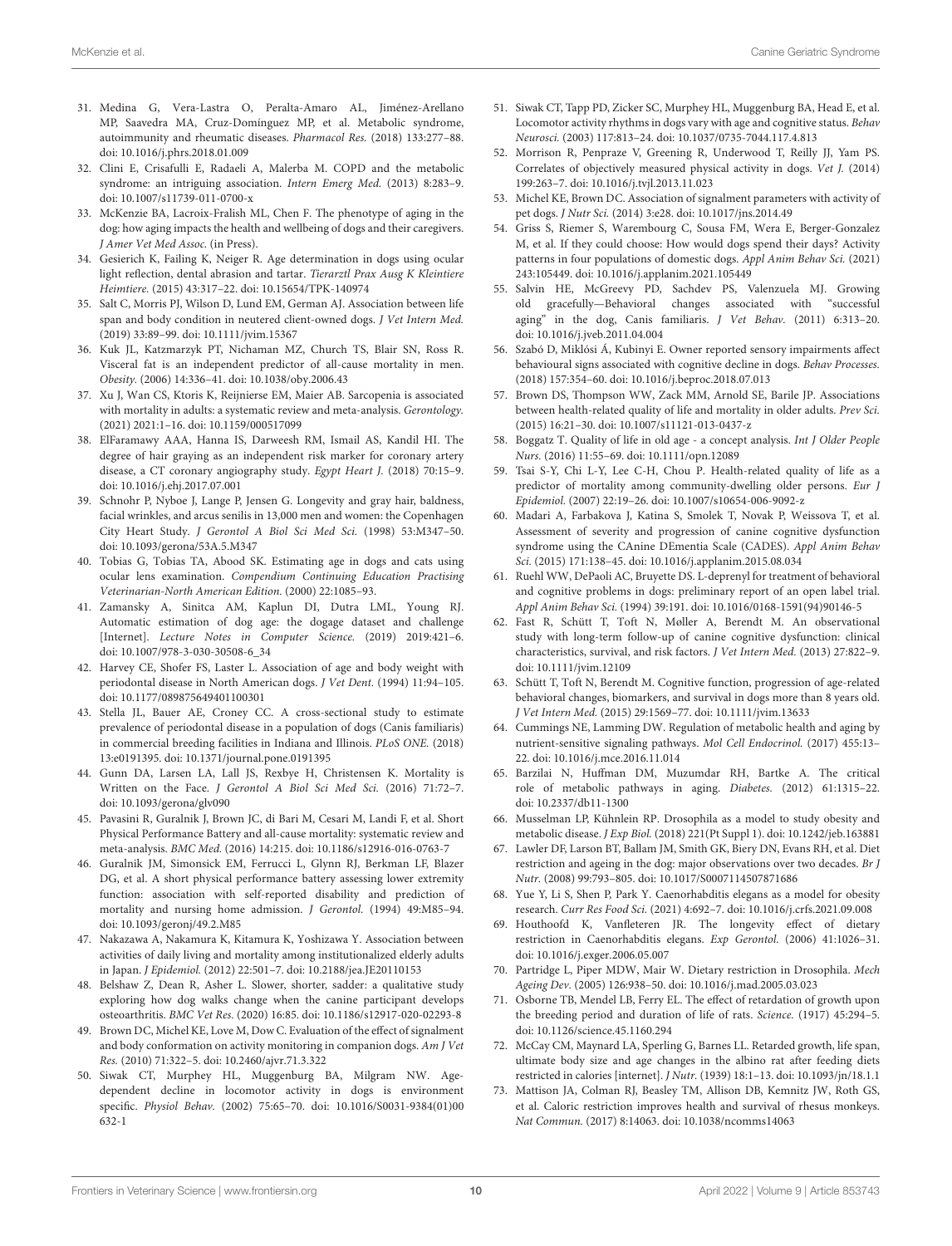31. Medina G, Vera-Lastra O, Peralta-Amaro AL, Jiménez-Arellano MP, Saavedra MA, Cruz-Domínguez MP, et al. Metabolic syndrome, autoimmunity and rheumatic diseases. *Pharmacol Res.* (2018) 133:277–88. doi: 10.1016/j.phrs.2018.01.009
32. Clini E, Crisafulli E, Radaeli A, Malerba M. COPD and the metabolic syndrome: an intriguing association. *Intern Emerg Med.* (2013) 8:283–9. doi: 10.1007/s11739-011-0700-x
33. McKenzie BA, Lacroix-Fralish ML, Chen F. The phenotype of aging in the dog: how aging impacts the health and wellbeing of dogs and their caregivers. *J Amer Vet Med Assoc.* (in Press).
34. Gesierich K, Failing K, Neiger R. Age determination in dogs using ocular light reflection, dental abrasion and tartar. *Tierarztl Prax Ausg K Kleintiere Heimtiere.* (2015) 43:317–22. doi: 10.15654/TPK-140974
35. Salt C, Morris PJ, Wilson D, Lund EM, German AJ. Association between life span and body condition in neutered client-owned dogs. *J Vet Intern Med.* (2019) 33:89–99. doi: 10.1111/jvim.15367
36. Kuk JL, Katzmarzyk PT, Nichaman MZ, Church TS, Blair SN, Ross R. Visceral fat is an independent predictor of all-cause mortality in men. *Obesity.* (2006) 14:336–41. doi: 10.1038/oby.2006.43
37. Xu J, Wan CS, Ktoris K, Reijnierse EM, Maier AB. Sarcopenia is associated with mortality in adults: a systematic review and meta-analysis. *Gerontology.* (2021) 2021:1–16. doi: 10.1159/000517099
38. ElFaramawy AAA, Hanna IS, Darweesh RM, Ismail AS, Kandil HI. The degree of hair graying as an independent risk marker for coronary artery disease, a CT coronary angiography study. *Egypt Heart J.* (2018) 70:15–9. doi: 10.1016/j.ehj.2017.07.001
39. Schnohr P, Nyboe J, Lange P, Jensen G. Longevity and gray hair, baldness, facial wrinkles, and arcus senilis in 13,000 men and women: the Copenhagen City Heart Study. *J Gerontol A Biol Sci Med Sci.* (1998) 53:M347–50. doi: 10.1093/gerona/53A.5.M347
40. Tobias G, Tobias TA, Abood SK. Estimating age in dogs and cats using ocular lens examination. *Compendium Continuing Education Practising Veterinarian-North American Edition.* (2000) 22:1085–93.
41. Zamansky A, Sinitca AM, Kaplun DI, Dutra LML, Young RJ. Automatic estimation of dog age: the dogage dataset and challenge [Internet]. *Lecture Notes in Computer Science.* (2019) 2019:421–6. doi: 10.1007/978-3-030-30508-6_34
42. Harvey CE, Shofer FS, Laster L. Association of age and body weight with periodontal disease in North American dogs. *J Vet Dent.* (1994) 11:94–105. doi: 10.1177/089875649401100301
43. Stella JL, Bauer AE, Croney CC. A cross-sectional study to estimate prevalence of periodontal disease in a population of dogs (Canis familiaris) in commercial breeding facilities in Indiana and Illinois. *PLoS ONE.* (2018) 13:e0191395. doi: 10.1371/journal.pone.0191395
44. Gunn DA, Larsen LA, Lall JS, Rexbye H, Christensen K. Mortality is Written on the Face. *J Gerontol A Biol Sci Med Sci.* (2016) 71:72–7. doi: 10.1093/gerona/glv090
45. Pavasini R, Guralnik J, Brown JC, di Bari M, Cesari M, Landi F, et al. Short Physical Performance Battery and all-cause mortality: systematic review and meta-analysis. *BMC Med.* (2016) 14:215. doi: 10.1186/s12916-016-0763-7
46. Guralnik JM, Simonsick EM, Ferrucci L, Glynn RJ, Berkman LF, Blazer DG, et al. A short physical performance battery assessing lower extremity function: association with self-reported disability and prediction of mortality and nursing home admission. *J Gerontol.* (1994) 49:M85–94. doi: 10.1093/geronj/49.2.M85
47. Nakazawa A, Nakamura K, Kitamura K, Yoshizawa Y. Association between activities of daily living and mortality among institutionalized elderly adults in Japan. *J Epidemiol.* (2012) 22:501–7. doi: 10.2188/jea.JE20110153
48. Belshaw Z, Dean R, Asher L. Slower, shorter, sadder: a qualitative study exploring how dog walks change when the canine participant develops osteoarthritis. *BMC Vet Res.* (2020) 16:85. doi: 10.1186/s12917-020-02293-8
49. Brown DC, Michel KE, Love M, Dow C. Evaluation of the effect of signalment and body conformation on activity monitoring in companion dogs. *Am J Vet Res.* (2010) 71:322–5. doi: 10.2460/ajvr.71.3.322
50. Siwak CT, Murphey HL, Muggenburg BA, Milgram NW. Age-dependent decline in locomotor activity in dogs is environment specific. *Physiol Behav.* (2002) 75:65–70. doi: 10.1016/S0031-9384(01)00632-1
51. Siwak CT, Tapp PD, Zicker SC, Murphey HL, Muggenburg BA, Head E, et al. Locomotor activity rhythms in dogs vary with age and cognitive status. *Behav Neurosci.* (2003) 117:813–24. doi: 10.1037/0735-7044.117.4.813
52. Morrison R, Penpraze V, Greening R, Underwood T, Reilly JJ, Yam PS. Correlates of objectively measured physical activity in dogs. *Vet J.* (2014) 199:263–7. doi: 10.1016/j.tvjl.2013.11.023
53. Michel KE, Brown DC. Association of signalment parameters with activity of pet dogs. *J Nutr Sci.* (2014) 3:e28. doi: 10.1017/jns.2014.49
54. Griss S, Riemer S, Warembourg C, Sousa FM, Wera E, Berger-Gonzalez M, et al. If they could choose: How would dogs spend their days? Activity patterns in four populations of domestic dogs. *Appl Anim Behav Sci.* (2021) 243:105449. doi: 10.1016/j.applanim.2021.105449
55. Salvin HE, McGreevy PD, Sachdev PS, Valenzuela MJ. Growing old gracefully—Behavioral changes associated with "successful aging" in the dog, Canis familiaris. *J Vet Behav.* (2011) 6:313–20. doi: 10.1016/j.jveb.2011.04.004
56. Szabó D, Miklósi Á, Kubinyi E. Owner reported sensory impairments affect behavioural signs associated with cognitive decline in dogs. *Behav Processes.* (2018) 157:354–60. doi: 10.1016/j.beproc.2018.07.013
57. Brown DS, Thompson WW, Zack MM, Arnold SE, Barile JP. Associations between health-related quality of life and mortality in older adults. *Prev Sci.* (2015) 16:21–30. doi: 10.1007/s11121-013-0437-z
58. Boggatz T. Quality of life in old age - a concept analysis. *Int J Older People Nurs.* (2016) 11:55–69. doi: 10.1111/opn.12089
59. Tsai S-Y, Chi L-Y, Lee C-H, Chou P. Health-related quality of life as a predictor of mortality among community-dwelling older persons. *Eur J Epidemiol.* (2007) 22:19–26. doi: 10.1007/s10654-006-9092-z
60. Madari A, Farbakova J, Katina S, Smolek T, Novak P, Weissova T, et al. Assessment of severity and progression of canine cognitive dysfunction syndrome using the CAnine DEmentia Scale (CADES). *Appl Anim Behav Sci.* (2015) 171:138–45. doi: 10.1016/j.applanim.2015.08.034
61. Ruehl WW, DePaoli AC, Bruyette DS. L-deprenyl for treatment of behavioral and cognitive problems in dogs: preliminary report of an open label trial. *Appl Anim Behav Sci.* (1994) 39:191. doi: 10.1016/0168-1591(94)90146-5
62. Fast R, Schütt T, Toft N, Møller A, Berendt M. An observational study with long-term follow-up of canine cognitive dysfunction: clinical characteristics, survival, and risk factors. *J Vet Intern Med.* (2013) 27:822–9. doi: 10.1111/jvim.12109
63. Schütt T, Toft N, Berendt M. Cognitive function, progression of age-related behavioral changes, biomarkers, and survival in dogs more than 8 years old. *J Vet Intern Med.* (2015) 29:1569–77. doi: 10.1111/jvim.13633
64. Cummings NE, Lamming DW. Regulation of metabolic health and aging by nutrient-sensitive signaling pathways. *Mol Cell Endocrinol.* (2017) 455:13–22. doi: 10.1016/j.mce.2016.11.014
65. Barzilai N, Huffman DM, Muzumdar RH, Bartke A. The critical role of metabolic pathways in aging. *Diabetes.* (2012) 61:1315–22. doi: 10.2337/db11-1300
66. Musselman LP, Kühnlein RP. Drosophila as a model to study obesity and metabolic disease. *J Exp Biol.* (2018) 221(Pt Suppl 1). doi: 10.1242/jeb.163881
67. Lawler DF, Larson BT, Ballam JM, Smith GK, Biery DN, Evans RH, et al. Diet restriction and ageing in the dog: major observations over two decades. *Br J Nutr.* (2008) 99:793–805. doi: 10.1017/S0007114507871686
68. Yue Y, Li S, Shen P, Park Y. Caenorhabditis elegans as a model for obesity research. *Curr Res Food Sci.* (2021) 4:692–7. doi: 10.1016/j.crfs.2021.09.008
69. Houthoofd K, Vanfleteren JR. The longevity effect of dietary restriction in Caenorhabditis elegans. *Exp Gerontol.* (2006) 41:1026–31. doi: 10.1016/j.exger.2006.05.007
70. Partridge L, Piper MDW, Mair W. Dietary restriction in Drosophila. *Mech Ageing Dev.* (2005) 126:938–50. doi: 10.1016/j.mad.2005.03.023
71. Osborne TB, Mendel LB, Ferry EL. The effect of retardation of growth upon the breeding period and duration of life of rats. *Science.* (1917) 45:294–5. doi: 10.1126/science.45.1160.294
72. McCay CM, Maynard LA, Sperling G, Barnes LL. Retarded growth, life span, ultimate body size and age changes in the albino rat after feeding diets restricted in calories [internet]. *J Nutr.* (1939) 18:1–13. doi: 10.1093/jn/18.1.1
73. Mattison JA, Colman RJ, Beasley TM, Allison DB, Kemnitz JW, Roth GS, et al. Caloric restriction improves health and survival of rhesus monkeys. *Nat Commun.* (2017) 8:14063. doi: 10.1038/ncomms14063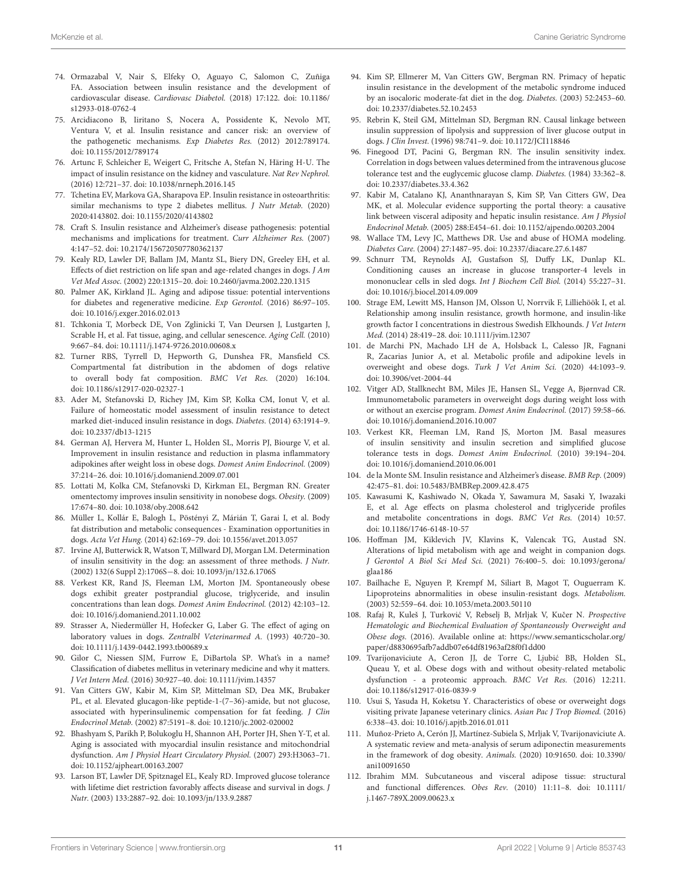74. Ormazabal V, Nair S, Elfeky O, Aguayo C, Salomon C, Zuñiga FA. Association between insulin resistance and the development of cardiovascular disease. *Cardiovasc Diabetol.* (2018) 17:122. doi: 10.1186/s12933-018-0762-4
75. Arcidiacono B, Iiritano S, Nocera A, Possidente K, Nevolo MT, Ventura V, et al. Insulin resistance and cancer risk: an overview of the pathogenetic mechanisms. *Exp Diabetes Res.* (2012) 2012:789174. doi: 10.1155/2012/789174
76. Artunc F, Schleicher E, Weigert C, Fritsche A, Stefan N, Häring H-U. The impact of insulin resistance on the kidney and vasculature. *Nat Rev Nephrol.* (2016) 12:721–37. doi: 10.1038/nrneph.2016.145
77. Tchetina EV, Markova GA, Sharapova EP. Insulin resistance in osteoarthritis: similar mechanisms to type 2 diabetes mellitus. *J Nutr Metab.* (2020) 2020:4143802. doi: 10.1155/2020/4143802
78. Craft S. Insulin resistance and Alzheimer's disease pathogenesis: potential mechanisms and implications for treatment. *Curr Alzheimer Res.* (2007) 4:147–52. doi: 10.2174/156720507780362137
79. Kealy RD, Lawler DF, Ballam JM, Mantz SL, Biery DN, Greeley EH, et al. Effects of diet restriction on life span and age-related changes in dogs. *J Am Vet Med Assoc.* (2002) 220:1315–20. doi: 10.2460/javma.2002.220.1315
80. Palmer AK, Kirkland JL. Aging and adipose tissue: potential interventions for diabetes and regenerative medicine. *Exp Gerontol.* (2016) 86:97–105. doi: 10.1016/j.exger.2016.02.013
81. Tchkonia T, Morbeck DE, Von Zglinicki T, Van Deursen J, Lustgarten J, Scrable H, et al. Fat tissue, aging, and cellular senescence. *Aging Cell.* (2010) 9:667–84. doi: 10.1111/j.1474-9726.2010.00608.x
82. Turner RBS, Tyrrell D, Hepworth G, Dunshea FR, Mansfield CS. Compartmental fat distribution in the abdomen of dogs relative to overall body fat composition. *BMC Vet Res.* (2020) 16:104. doi: 10.1186/s12917-020-02327-1
83. Ader M, Stefanovski D, Richey JM, Kim SP, Kolka CM, Ionut V, et al. Failure of homeostatic model assessment of insulin resistance to detect marked diet-induced insulin resistance in dogs. *Diabetes.* (2014) 63:1914–9. doi: 10.2337/db13-1215
84. German AJ, Hervera M, Hunter L, Holden SL, Morris PJ, Biourge V, et al. Improvement in insulin resistance and reduction in plasma inflammatory adipokines after weight loss in obese dogs. *Domest Anim Endocrinol.* (2009) 37:214–26. doi: 10.1016/j.domaniend.2009.07.001
85. Lottati M, Kolka CM, Stefanovski D, Kirkman EL, Bergman RN. Greater omentectomy improves insulin sensitivity in nonobese dogs. *Obesity.* (2009) 17:674–80. doi: 10.1038/oby.2008.642
86. Müller L, Kollár E, Balogh L, Pöstényi Z, Márián T, Garai I, et al. Body fat distribution and metabolic consequences - Examination opportunities in dogs. *Acta Vet Hung.* (2014) 62:169–79. doi: 10.1556/avet.2013.057
87. Irvine AJ, Butterwick R, Watson T, Millward DJ, Morgan LM. Determination of insulin sensitivity in the dog: an assessment of three methods. *J Nutr.* (2002) 132(6 Suppl 2):1706S—8. doi: 10.1093/jn/132.6.1706S
88. Verkest KR, Rand JS, Fleeman LM, Morton JM. Spontaneously obese dogs exhibit greater postprandial glucose, triglyceride, and insulin concentrations than lean dogs. *Domest Anim Endocrinol.* (2012) 42:103–12. doi: 10.1016/j.domaniend.2011.10.002
89. Strasser A, Niedermüller H, Hofecker G, Laber G. The effect of aging on laboratory values in dogs. *Zentralbl Veterinarmed A.* (1993) 40:720–30. doi: 10.1111/j.1439-0442.1993.tb00689.x
90. Gilor C, Niessen SJM, Furrow E, DiBartola SP. What's in a name? Classification of diabetes mellitus in veterinary medicine and why it matters. *J Vet Intern Med.* (2016) 30:927–40. doi: 10.1111/jvim.14357
91. Van Citters GW, Kabir M, Kim SP, Mittelman SD, Dea MK, Brubaker PL, et al. Elevated glucagon-like peptide-1-(7–36)-amide, but not glucose, associated with hyperinsulinemic compensation for fat feeding. *J Clin Endocrinol Metab.* (2002) 87:5191–8. doi: 10.1210/jc.2002-020002
92. Bhashyam S, Parikh P, Bolukoglu H, Shannon AH, Porter JH, Shen Y-T, et al. Aging is associated with myocardial insulin resistance and mitochondrial dysfunction. *Am J Physiol Heart Circulatory Physiol.* (2007) 293:H3063–71. doi: 10.1152/ajpheart.00163.2007
93. Larson BT, Lawler DF, Spitznagel EL, Kealy RD. Improved glucose tolerance with lifetime diet restriction favorably affects disease and survival in dogs. *J Nutr.* (2003) 133:2887–92. doi: 10.1093/jn/133.9.2887
94. Kim SP, Ellmerer M, Van Citters GW, Bergman RN. Primacy of hepatic insulin resistance in the development of the metabolic syndrome induced by an isocaloric moderate-fat diet in the dog. *Diabetes.* (2003) 52:2453–60. doi: 10.2337/diabetes.52.10.2453
95. Rebrin K, Steil GM, Mittelman SD, Bergman RN. Causal linkage between insulin suppression of lipolysis and suppression of liver glucose output in dogs. *J Clin Invest.* (1996) 98:741–9. doi: 10.1172/JCI118846
96. Finegood DT, Pacini G, Bergman RN. The insulin sensitivity index. Correlation in dogs between values determined from the intravenous glucose tolerance test and the euglycemic glucose clamp. *Diabetes.* (1984) 33:362–8. doi: 10.2337/diabetes.33.4.362
97. Kabir M, Catalano KJ, Ananthnarayan S, Kim SP, Van Citters GW, Dea MK, et al. Molecular evidence supporting the portal theory: a causative link between visceral adiposity and hepatic insulin resistance. *Am J Physiol Endocrinol Metab.* (2005) 288:E454–61. doi: 10.1152/ajpendo.00203.2004
98. Wallace TM, Levy JC, Matthews DR. Use and abuse of HOMA modeling. *Diabetes Care.* (2004) 27:1487–95. doi: 10.2337/diacare.27.6.1487
99. Schnurr TM, Reynolds AJ, Gustafson SJ, Duffy LK, Dunlap KL. Conditioning causes an increase in glucose transporter-4 levels in mononuclear cells in sled dogs. *Int J Biochem Cell Biol.* (2014) 55:227–31. doi: 10.1016/j.biocel.2014.09.009
100. Strage EM, Lewitt MS, Hanson JM, Olsson U, Norrvik F, Lilliehöök I, et al. Relationship among insulin resistance, growth hormone, and insulin-like growth factor I concentrations in diestrous Swedish Elkhounds. *J Vet Intern Med.* (2014) 28:419–28. doi: 10.1111/jvim.12307
101. de Marchi PN, Machado LH de A, Holsback L, Calesso JR, Fagnani R, Zacarias Junior A, et al. Metabolic profile and adipokine levels in overweight and obese dogs. *Turk J Vet Anim Sci.* (2020) 44:1093–9. doi: 10.3906/vet-2004-44
102. Vitger AD, Stallknecht BM, Miles JE, Hansen SL, Vegge A, Bjørnvad CR. Immunometabolic parameters in overweight dogs during weight loss with or without an exercise program. *Domest Anim Endocrinol.* (2017) 59:58–66. doi: 10.1016/j.domaniend.2016.10.007
103. Verkest KR, Fleeman LM, Rand JS, Morton JM. Basal measures of insulin sensitivity and insulin secretion and simplified glucose tolerance tests in dogs. *Domest Anim Endocrinol.* (2010) 39:194–204. doi: 10.1016/j.domaniend.2010.06.001
104. de la Monte SM. Insulin resistance and Alzheimer's disease. *BMB Rep.* (2009) 42:475–81. doi: 10.5483/BMBRep.2009.42.8.475
105. Kawasumi K, Kashiwado N, Okada Y, Sawamura M, Sasaki Y, Iwazaki E, et al. Age effects on plasma cholesterol and triglyceride profiles and metabolite concentrations in dogs. *BMC Vet Res.* (2014) 10:57. doi: 10.1186/1746-6148-10-57
106. Hoffman JM, Kiklevich JV, Klavins K, Valencak TG, Austad SN. Alterations of lipid metabolism with age and weight in companion dogs. *J Gerontol A Biol Sci Med Sci.* (2021) 76:400–5. doi: 10.1093/gerona/glaa186
107. Bailhache E, Nguyen P, Krempf M, Siliart B, Magot T, Ouguerram K. Lipoproteins abnormalities in obese insulin-resistant dogs. *Metabolism.* (2003) 52:559–64. doi: 10.1053/meta.2003.50110
108. Rafaj R, Kuleš J, Turković V, Rebselj B, Mrljak V, Kučer N. *Prospective Hematologic and Biochemical Evaluation of Spontaneously Overweight and Obese dogs.* (2016). Available online at: https://www.semanticscholar.org/paper/d8830695afb7addb07e64df81963af28f0f1dd00
109. Tvarijonaviciute A, Ceron JJ, de Torre C, Ljubić BB, Holden SL, Queau Y, et al. Obese dogs with and without obesity-related metabolic dysfunction - a proteomic approach. *BMC Vet Res.* (2016) 12:211. doi: 10.1186/s12917-016-0839-9
110. Usui S, Yasuda H, Koketsu Y. Characteristics of obese or overweight dogs visiting private Japanese veterinary clinics. *Asian Pac J Trop Biomed.* (2016) 6:338–43. doi: 10.1016/j.apjtb.2016.01.011
111. Muñoz-Prieto A, Cerón JJ, Martínez-Subiela S, Mrljak V, Tvarijonaviciute A. A systematic review and meta-analysis of serum adiponectin measurements in the framework of dog obesity. *Animals.* (2020) 10:91650. doi: 10.3390/ani10091650
112. Ibrahim MM. Subcutaneous and visceral adipose tissue: structural and functional differences. *Obes Rev.* (2010) 11:11–8. doi: 10.1111/j.1467-789X.2009.00623.x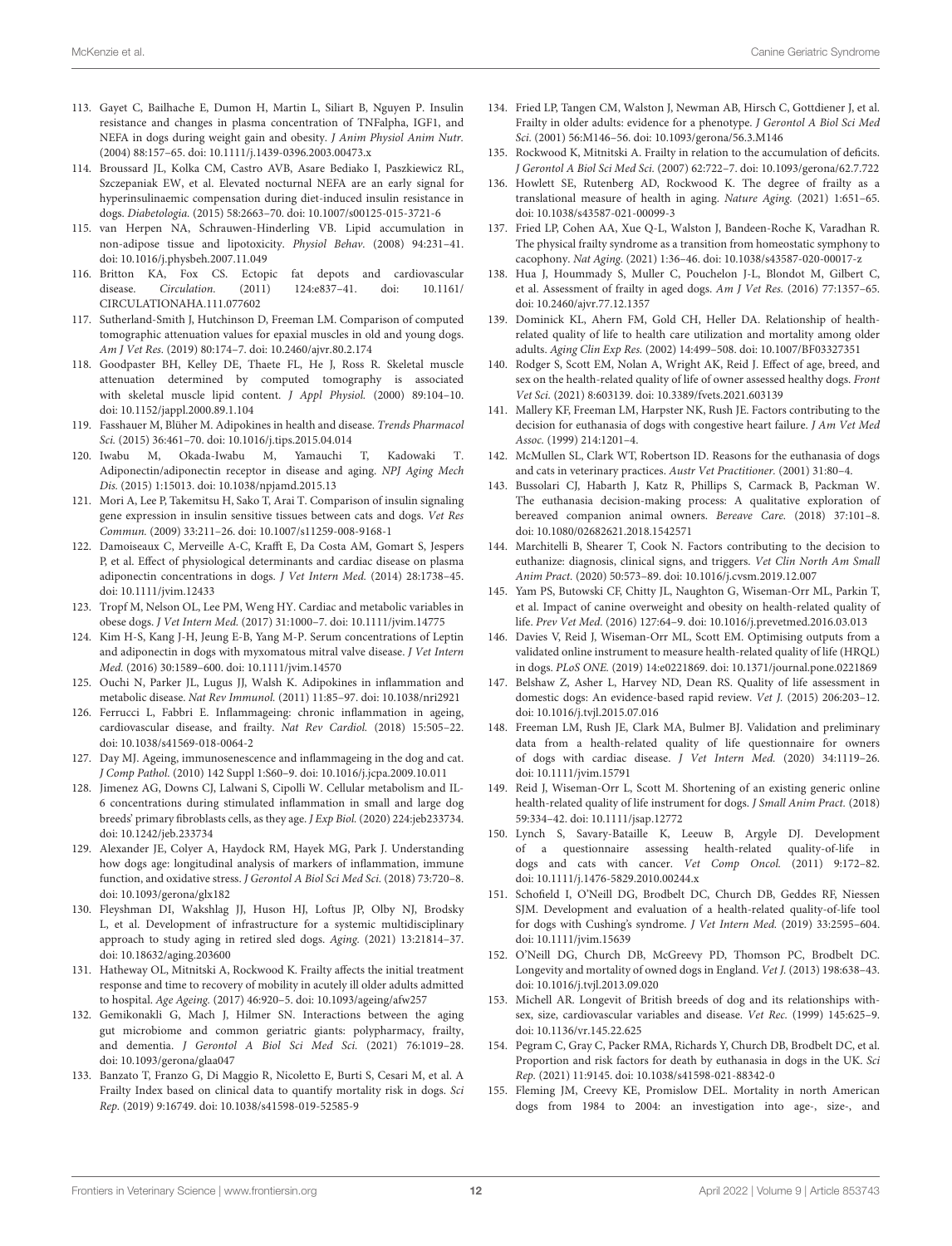113. Gayet C, Bailhache E, Dumon H, Martin L, Siliart B, Nguyen P. Insulin resistance and changes in plasma concentration of TNFalpha, IGF1, and NEFA in dogs during weight gain and obesity. *J Anim Physiol Anim Nutr.* (2004) 88:157–65. doi: 10.1111/j.1439-0396.2003.00473.x
114. Broussard JL, Kolka CM, Castro AVB, Asare Bediako I, Paszkiewicz RL, Szczepaniak EW, et al. Elevated nocturnal NEFA are an early signal for hyperinsulinaemic compensation during diet-induced insulin resistance in dogs. *Diabetologia.* (2015) 58:2663–70. doi: 10.1007/s00125-015-3721-6
115. van Herpen NA, Schrauwen-Hinderling VB. Lipid accumulation in non-adipose tissue and lipotoxicity. *Physiol Behav.* (2008) 94:231–41. doi: 10.1016/j.physbeh.2007.11.049
116. Britton KA, Fox CS. Ectopic fat depots and cardiovascular disease. *Circulation.* (2011) 124:e837–41. doi: 10.1161/CIRCULATIONAHA.111.077602
117. Sutherland-Smith J, Hutchinson D, Freeman LM. Comparison of computed tomographic attenuation values for epaxial muscles in old and young dogs. *Am J Vet Res.* (2019) 80:174–7. doi: 10.2460/ajvr.80.2.174
118. Goodpaster BH, Kelley DE, Thaete FL, He J, Ross R. Skeletal muscle attenuation determined by computed tomography is associated with skeletal muscle lipid content. *J Appl Physiol.* (2000) 89:104–10. doi: 10.1152/jappl.2000.89.1.104
119. Fasshauer M, Blüher M. Adipokines in health and disease. *Trends Pharmacol Sci.* (2015) 36:461–70. doi: 10.1016/j.tips.2015.04.014
120. Iwabu M, Okada-Iwabu M, Yamauchi T, Kadowaki T. Adiponectin/adiponectin receptor in disease and aging. *NPJ Aging Mech Dis.* (2015) 1:15013. doi: 10.1038/npjamd.2015.13
121. Mori A, Lee P, Takemitsu H, Sako T, Arai T. Comparison of insulin signaling gene expression in insulin sensitive tissues between cats and dogs. *Vet Res Commun.* (2009) 33:211–26. doi: 10.1007/s11259-008-9168-1
122. Damoiseaux C, Merveille A-C, Krafft E, Da Costa AM, Gomart S, Jespers P, et al. Effect of physiological determinants and cardiac disease on plasma adiponectin concentrations in dogs. *J Vet Intern Med.* (2014) 28:1738–45. doi: 10.1111/jvim.12433
123. Tropf M, Nelson OL, Lee PM, Weng HY. Cardiac and metabolic variables in obese dogs. *J Vet Intern Med.* (2017) 31:1000–7. doi: 10.1111/jvim.14775
124. Kim H-S, Kang J-H, Jeung E-B, Yang M-P. Serum concentrations of Leptin and adiponectin in dogs with myxomatous mitral valve disease. *J Vet Intern Med.* (2016) 30:1589–600. doi: 10.1111/jvim.14570
125. Ouchi N, Parker JL, Lugus JJ, Walsh K. Adipokines in inflammation and metabolic disease. *Nat Rev Immunol.* (2011) 11:85–97. doi: 10.1038/nri2921
126. Ferrucci L, Fabbri E. Inflammageing: chronic inflammation in ageing, cardiovascular disease, and frailty. *Nat Rev Cardiol.* (2018) 15:505–22. doi: 10.1038/s41569-018-0064-2
127. Day MJ. Ageing, immunosenescence and inflammageing in the dog and cat. *J Comp Pathol.* (2010) 142 Suppl 1:S60–9. doi: 10.1016/j.jcpa.2009.10.011
128. Jimenez AG, Downs CJ, Lalwani S, Cipolli W. Cellular metabolism and IL-6 concentrations during stimulated inflammation in small and large dog breeds' primary fibroblasts cells, as they age. *J Exp Biol.* (2020) 224:jeb233734. doi: 10.1242/jeb.233734
129. Alexander JE, Colyer A, Haydock RM, Hayek MG, Park J. Understanding how dogs age: longitudinal analysis of markers of inflammation, immune function, and oxidative stress. *J Gerontol A Biol Sci Med Sci.* (2018) 73:720–8. doi: 10.1093/gerona/glx182
130. Fleyshman DI, Wakshlag JJ, Huson HJ, Loftus JP, Olby NJ, Brodsky L, et al. Development of infrastructure for a systemic multidisciplinary approach to study aging in retired sled dogs. *Aging.* (2021) 13:21814–37. doi: 10.18632/aging.203600
131. Hatheway OL, Mitnitski A, Rockwood K. Frailty affects the initial treatment response and time to recovery of mobility in acutely ill older adults admitted to hospital. *Age Ageing.* (2017) 46:920–5. doi: 10.1093/ageing/afw257
132. Gemikonakli G, Mach J, Hilmer SN. Interactions between the aging gut microbiome and common geriatric giants: polypharmacy, frailty, and dementia. *J Gerontol A Biol Sci Med Sci.* (2021) 76:1019–28. doi: 10.1093/gerona/glaa047
133. Banzato T, Franzo G, Di Maggio R, Nicoletto E, Burti S, Cesari M, et al. A Frailty Index based on clinical data to quantify mortality risk in dogs. *Sci Rep.* (2019) 9:16749. doi: 10.1038/s41598-019-52585-9
134. Fried LP, Tangen CM, Walston J, Newman AB, Hirsch C, Gottdiener J, et al. Frailty in older adults: evidence for a phenotype. *J Gerontol A Biol Sci Med Sci.* (2001) 56:M146–56. doi: 10.1093/gerona/56.3.M146
135. Rockwood K, Mitnitski A. Frailty in relation to the accumulation of deficits. *J Gerontol A Biol Sci Med Sci.* (2007) 62:722–7. doi: 10.1093/gerona/62.7.722
136. Howlett SE, Rutenberg AD, Rockwood K. The degree of frailty as a translational measure of health in aging. *Nature Aging.* (2021) 1:651–65. doi: 10.1038/s43587-021-00099-3
137. Fried LP, Cohen AA, Xue Q-L, Walston J, Bandeen-Roche K, Varadhan R. The physical frailty syndrome as a transition from homeostatic symphony to cacophony. *Nat Aging.* (2021) 1:36–46. doi: 10.1038/s43587-020-00017-z
138. Hua J, Hoummady S, Muller C, Pouchelon J-L, Blondot M, Gilbert C, et al. Assessment of frailty in aged dogs. *Am J Vet Res.* (2016) 77:1357–65. doi: 10.2460/ajvr.77.12.1357
139. Dominick KL, Ahern FM, Gold CH, Heller DA. Relationship of health-related quality of life to health care utilization and mortality among older adults. *Aging Clin Exp Res.* (2002) 14:499–508. doi: 10.1007/BF03327351
140. Rodger S, Scott EM, Nolan A, Wright AK, Reid J. Effect of age, breed, and sex on the health-related quality of life of owner assessed healthy dogs. *Front Vet Sci.* (2021) 8:603139. doi: 10.3389/fvets.2021.603139
141. Mallery KF, Freeman LM, Harpster NK, Rush JE. Factors contributing to the decision for euthanasia of dogs with congestive heart failure. *J Am Vet Med Assoc.* (1999) 214:1201–4.
142. McMullen SL, Clark WT, Robertson ID. Reasons for the euthanasia of dogs and cats in veterinary practices. *Austr Vet Practitioner.* (2001) 31:80–4.
143. Bussolari CJ, Habarth J, Katz R, Phillips S, Carmack B, Packman W. The euthanasia decision-making process: A qualitative exploration of bereaved companion animal owners. *Bereave Care.* (2018) 37:101–8. doi: 10.1080/02682621.2018.1542571
144. Marchitelli B, Shearer T, Cook N. Factors contributing to the decision to euthanize: diagnosis, clinical signs, and triggers. *Vet Clin North Am Small Anim Pract.* (2020) 50:573–89. doi: 10.1016/j.cvsm.2019.12.007
145. Yam PS, Butowski CF, Chitty JL, Naughton G, Wiseman-Orr ML, Parkin T, et al. Impact of canine overweight and obesity on health-related quality of life. *Prev Vet Med.* (2016) 127:64–9. doi: 10.1016/j.prevetmed.2016.03.013
146. Davies V, Reid J, Wiseman-Orr ML, Scott EM. Optimising outputs from a validated online instrument to measure health-related quality of life (HRQL) in dogs. *PLoS ONE.* (2019) 14:e0221869. doi: 10.1371/journal.pone.0221869
147. Belshaw Z, Asher L, Harvey ND, Dean RS. Quality of life assessment in domestic dogs: An evidence-based rapid review. *Vet J.* (2015) 206:203–12. doi: 10.1016/j.tvjl.2015.07.016
148. Freeman LM, Rush JE, Clark MA, Bulmer BJ. Validation and preliminary data from a health-related quality of life questionnaire for owners of dogs with cardiac disease. *J Vet Intern Med.* (2020) 34:1119–26. doi: 10.1111/jvim.15791
149. Reid J, Wiseman-Orr L, Scott M. Shortening of an existing generic online health-related quality of life instrument for dogs. *J Small Anim Pract.* (2018) 59:334–42. doi: 10.1111/jsap.12772
150. Lynch S, Savary-Bataille K, Leeuw B, Argyle DJ. Development of a questionnaire assessing health-related quality-of-life in dogs and cats with cancer. *Vet Comp Oncol.* (2011) 9:172–82. doi: 10.1111/j.1476-5829.2010.00244.x
151. Schofield I, O'Neill DG, Brodbelt DC, Church DB, Geddes RF, Niessen SJM. Development and evaluation of a health-related quality-of-life tool for dogs with Cushing's syndrome. *J Vet Intern Med.* (2019) 33:2595–604. doi: 10.1111/jvim.15639
152. O'Neill DG, Church DB, McGreevy PD, Thomson PC, Brodbelt DC. Longevity and mortality of owned dogs in England. *Vet J.* (2013) 198:638–43. doi: 10.1016/j.tvjl.2013.09.020
153. Michell AR. Longevit of British breeds of dog and its relationships with-sex, size, cardiovascular variables and disease. *Vet Rec.* (1999) 145:625–9. doi: 10.1136/vr.145.22.625
154. Pegram C, Gray C, Packer RMA, Richards Y, Church DB, Brodbelt DC, et al. Proportion and risk factors for death by euthanasia in dogs in the UK. *Sci Rep.* (2021) 11:9145. doi: 10.1038/s41598-021-88342-0
155. Fleming JM, Creevy KE, Promislow DEL. Mortality in north American dogs from 1984 to 2004: an investigation into age-, size-, and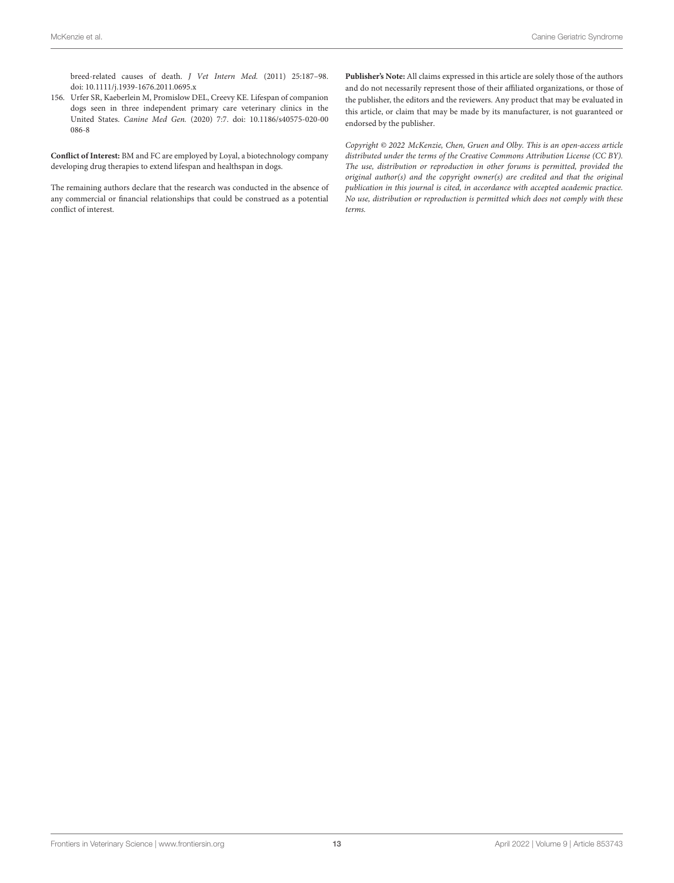breed-related causes of death. *J Vet Intern Med.* (2011) 25:187–98. doi: 10.1111/j.1939-1676.2011.0695.x

156. Urfer SR, Kaeberlein M, Promislow DEL, Creevy KE. Lifespan of companion dogs seen in three independent primary care veterinary clinics in the United States. *Canine Med Gen.* (2020) 7:7. doi: 10.1186/s40575-020-00086-8

**Conflict of Interest:** BM and FC are employed by Loyal, a biotechnology company developing drug therapies to extend lifespan and healthspan in dogs.

The remaining authors declare that the research was conducted in the absence of any commercial or financial relationships that could be construed as a potential conflict of interest.

**Publisher's Note:** All claims expressed in this article are solely those of the authors and do not necessarily represent those of their affiliated organizations, or those of the publisher, the editors and the reviewers. Any product that may be evaluated in this article, or claim that may be made by its manufacturer, is not guaranteed or endorsed by the publisher.

*Copyright © 2022 McKenzie, Chen, Gruen and Olby. This is an open-access article distributed under the terms of the Creative Commons Attribution License (CC BY). The use, distribution or reproduction in other forums is permitted, provided the original author(s) and the copyright owner(s) are credited and that the original publication in this journal is cited, in accordance with accepted academic practice. No use, distribution or reproduction is permitted which does not comply with these terms.*